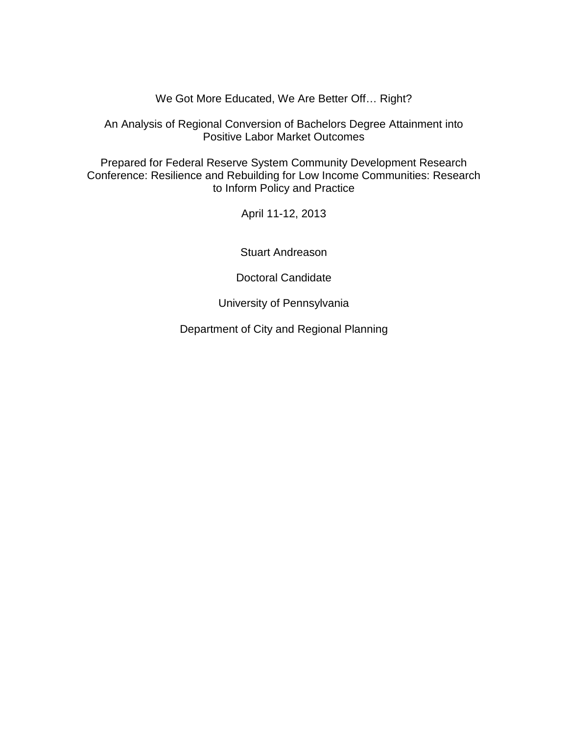# We Got More Educated, We Are Better Off… Right?

## An Analysis of Regional Conversion of Bachelors Degree Attainment into Positive Labor Market Outcomes

Prepared for Federal Reserve System Community Development Research Conference: Resilience and Rebuilding for Low Income Communities: Research to Inform Policy and Practice

April 11-12, 2013

Stuart Andreason

Doctoral Candidate

University of Pennsylvania

Department of City and Regional Planning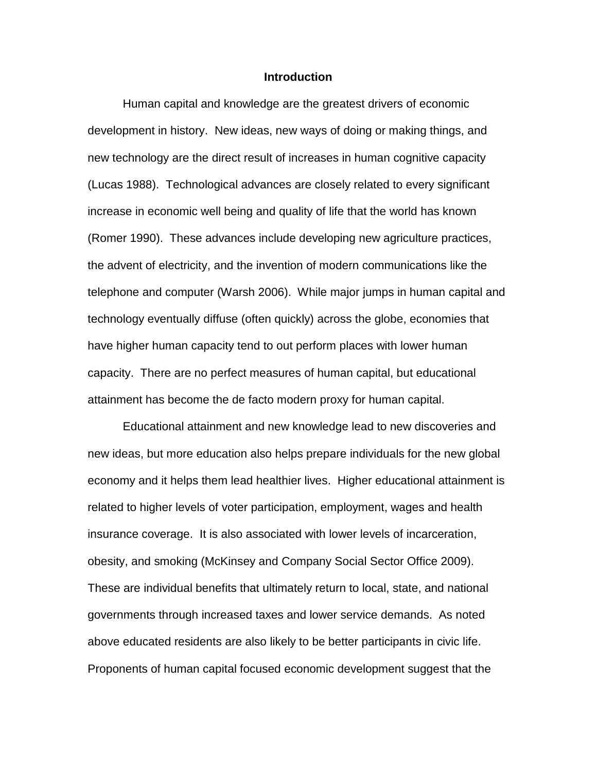# Introduction

Human capital and knowledge are the greatest drivers of economic development in history. New ideas, new ways of doing or making things, and new technology are the direct result of increases in human cognitive capacity (Lucas 1988). Technological advances are closely related to every significant increase in economic well being and quality of life that the world has known (Romer 1990). These advances include developing new agriculture practices, the advent of electricity, and the invention of modern communications like the telephone and computer (Warsh 2006). While major jumps in human capital and technology eventually diffuse (often quickly) across the globe, economies that have higher human capacity tend to out perform places with lower human capacity. There are no perfect measures of human capital, but educational attainment has become the de facto modern proxy for human capital.

Educational attainment and new knowledge lead to new discoveries and new ideas, but more education also helps prepare individuals for the new global economy and it helps them lead healthier lives. Higher educational attainment is related to higher levels of voter participation, employment, wages and health insurance coverage. It is also associated with lower levels of incarceration, obesity, and smoking (McKinsey and Company Social Sector Office 2009). These are individual benefits that ultimately return to local, state, and national governments through increased taxes and lower service demands. As noted above educated residents are also likely to be better participants in civic life. Proponents of human capital focused economic development suggest that the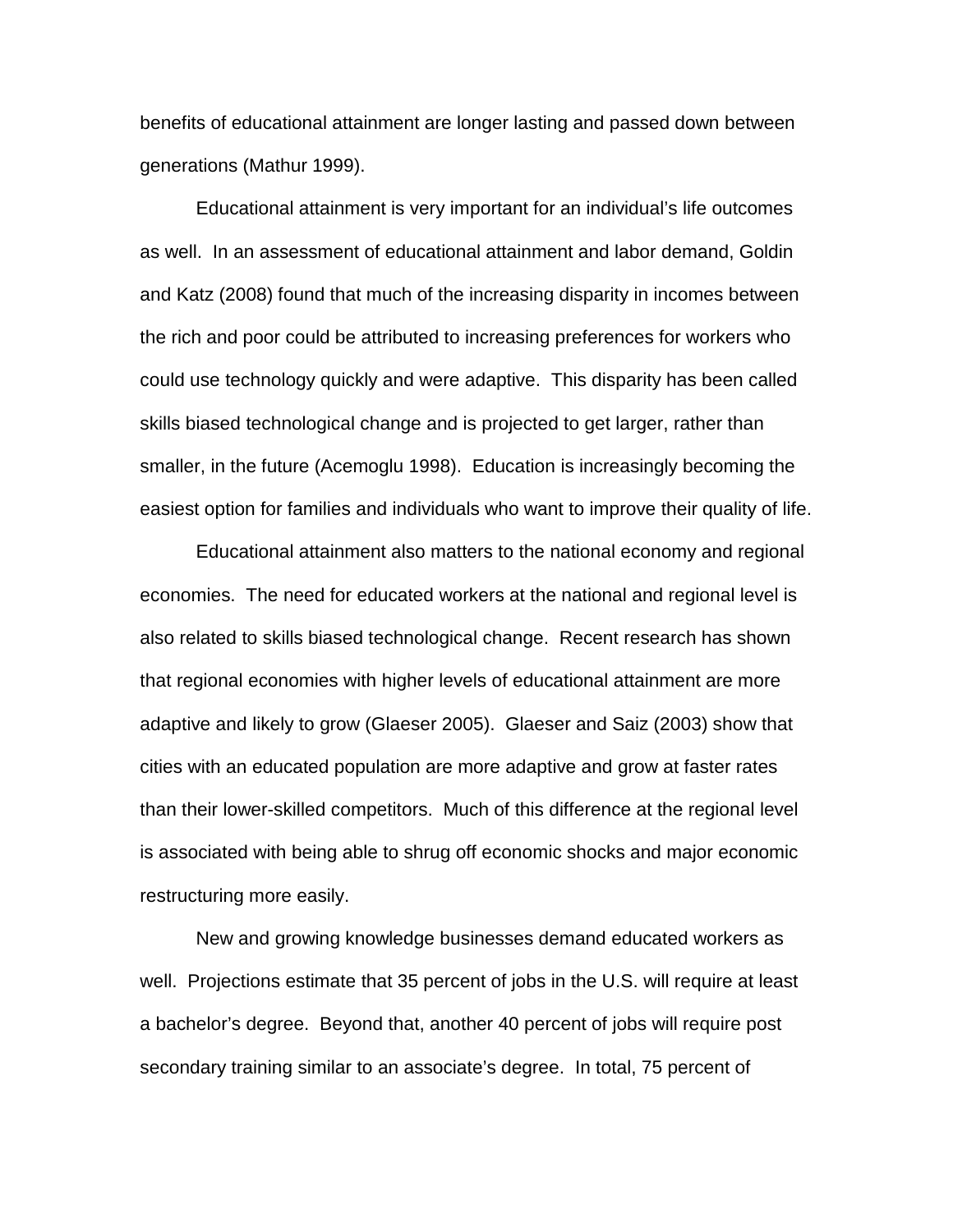benefits of educational attainment are longer lasting and passed down between generations (Mathur 1999).

Educational attainment is very important for an individual's life outcomes as well. In an assessment of educational attainment and labor demand, Goldin and Katz (2008) found that much of the increasing disparity in incomes between the rich and poor could be attributed to increasing preferences for workers who could use technology quickly and were adaptive. This disparity has been called skills biased technological change and is projected to get larger, rather than smaller, in the future (Acemoglu 1998). Education is increasingly becoming the easiest option for families and individuals who want to improve their quality of life.

Educational attainment also matters to the national economy and regional economies. The need for educated workers at the national and regional level is also related to skills biased technological change. Recent research has shown that regional economies with higher levels of educational attainment are more adaptive and likely to grow (Glaeser 2005). Glaeser and Saiz (2003) show that cities with an educated population are more adaptive and grow at faster rates than their lower-skilled competitors. Much of this difference at the regional level is associated with being able to shrug off economic shocks and major economic restructuring more easily.

New and growing knowledge businesses demand educated workers as well. Projections estimate that 35 percent of jobs in the U.S. will require at least a bachelor's degree. Beyond that, another 40 percent of jobs will require post secondary training similar to an associate's degree. In total, 75 percent of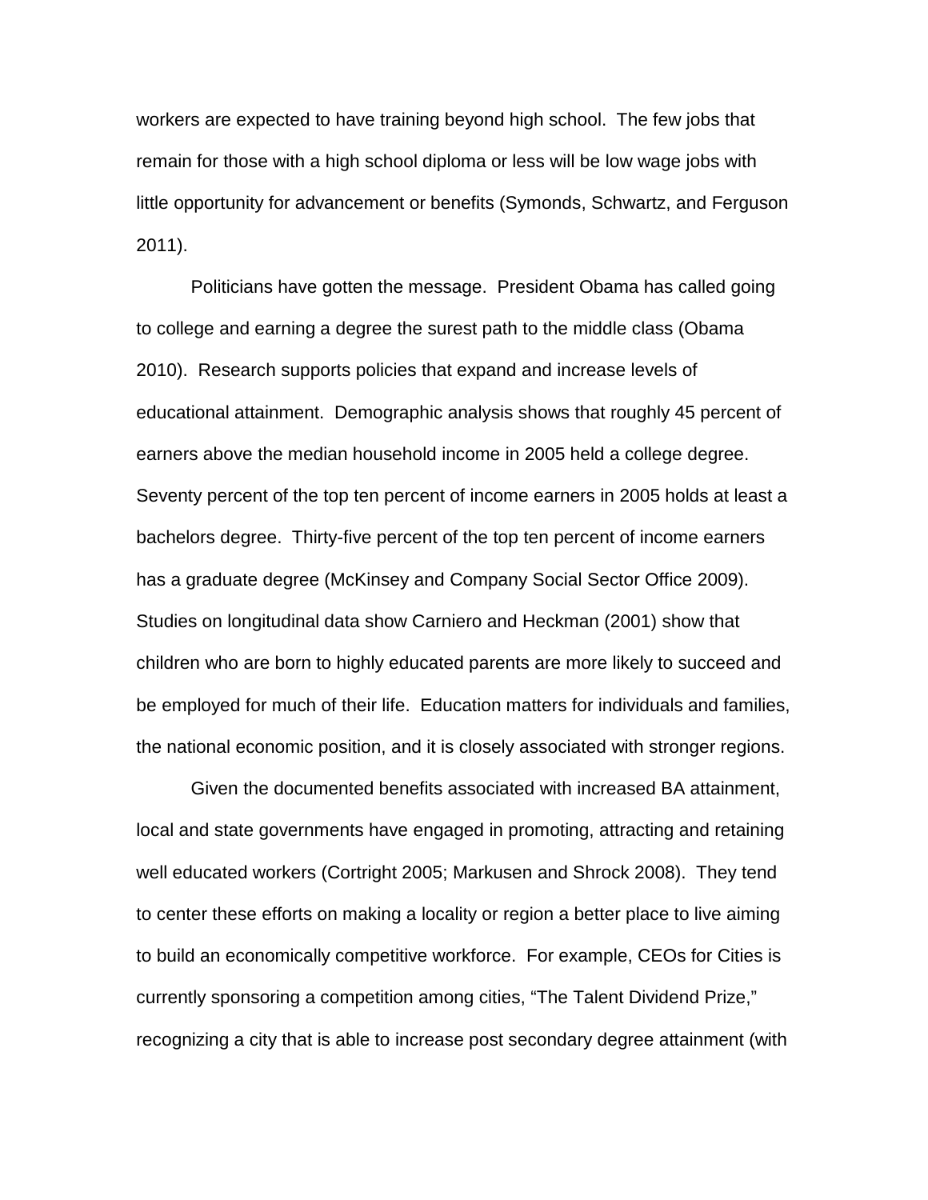workers are expected to have training beyond high school. The few jobs that remain for those with a high school diploma or less will be low wage jobs with little opportunity for advancement or benefits (Symonds, Schwartz, and Ferguson 2011).

Politicians have gotten the message. President Obama has called going to college and earning a degree the surest path to the middle class (Obama 2010). Research supports policies that expand and increase levels of educational attainment. Demographic analysis shows that roughly 45 percent of earners above the median household income in 2005 held a college degree. Seventy percent of the top ten percent of income earners in 2005 holds at least a bachelors degree. Thirty-five percent of the top ten percent of income earners has a graduate degree (McKinsey and Company Social Sector Office 2009). Studies on longitudinal data show Carniero and Heckman (2001) show that children who are born to highly educated parents are more likely to succeed and be employed for much of their life. Education matters for individuals and families, the national economic position, and it is closely associated with stronger regions.

Given the documented benefits associated with increased BA attainment, local and state governments have engaged in promoting, attracting and retaining well educated workers (Cortright 2005; Markusen and Shrock 2008). They tend to center these efforts on making a locality or region a better place to live aiming to build an economically competitive workforce. For example, CEOs for Cities is currently sponsoring a competition among cities, "The Talent Dividend Prize," recognizing a city that is able to increase post secondary degree attainment (with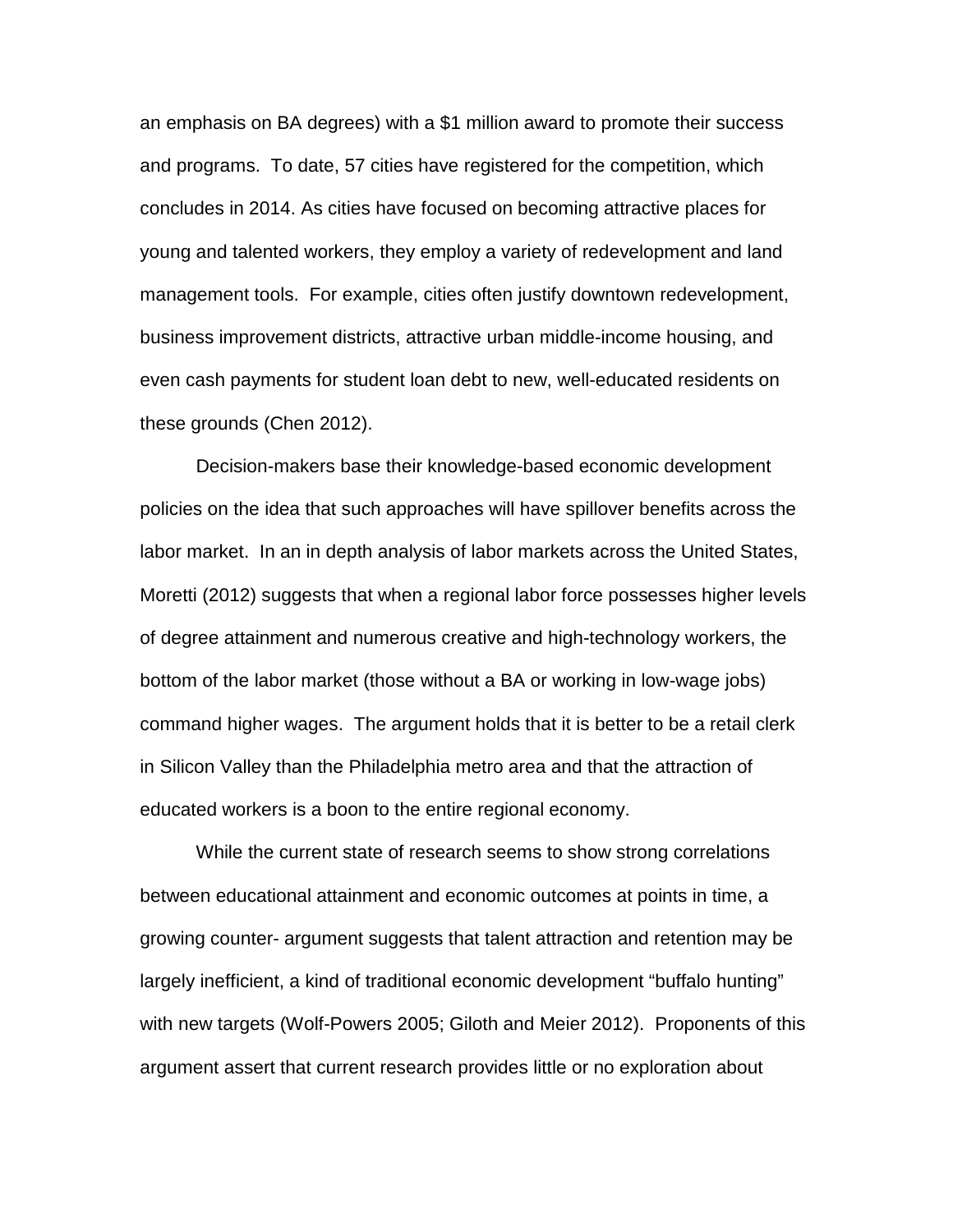an emphasis on BA degrees) with a $1 million award to promote their success and programs. To date, 57 cities have registered for the competition, which concludes in 2014. As cities have focused on becoming attractive places for young and talented workers, they employ a variety of redevelopment and land management tools. For example, cities often justify downtown redevelopment, business improvement districts, attractive urban middle-income housing, and even cash payments for student loan debt to new, well-educated residents on these grounds (Chen 2012).

Decision-makers base their knowledge-based economic development policies on the idea that such approaches will have spillover benefits across the labor market. In an in depth analysis of labor markets across the United States, Moretti (2012) suggests that when a regional labor force possesses higher levels of degree attainment and numerous creative and high-technology workers, the bottom of the labor market (those without a BA or working in low-wage jobs) command higher wages. The argument holds that it is better to be a retail clerk in Silicon Valley than the Philadelphia metro area and that the attraction of educated workers is a boon to the entire regional economy.

While the current state of research seems to show strong correlations between educational attainment and economic outcomes at points in time, a growing counter- argument suggests that talent attraction and retention may be largely inefficient, a kind of traditional economic development "buffalo hunting" with new targets (Wolf-Powers 2005; Giloth and Meier 2012). Proponents of this argument assert that current research provides little or no exploration about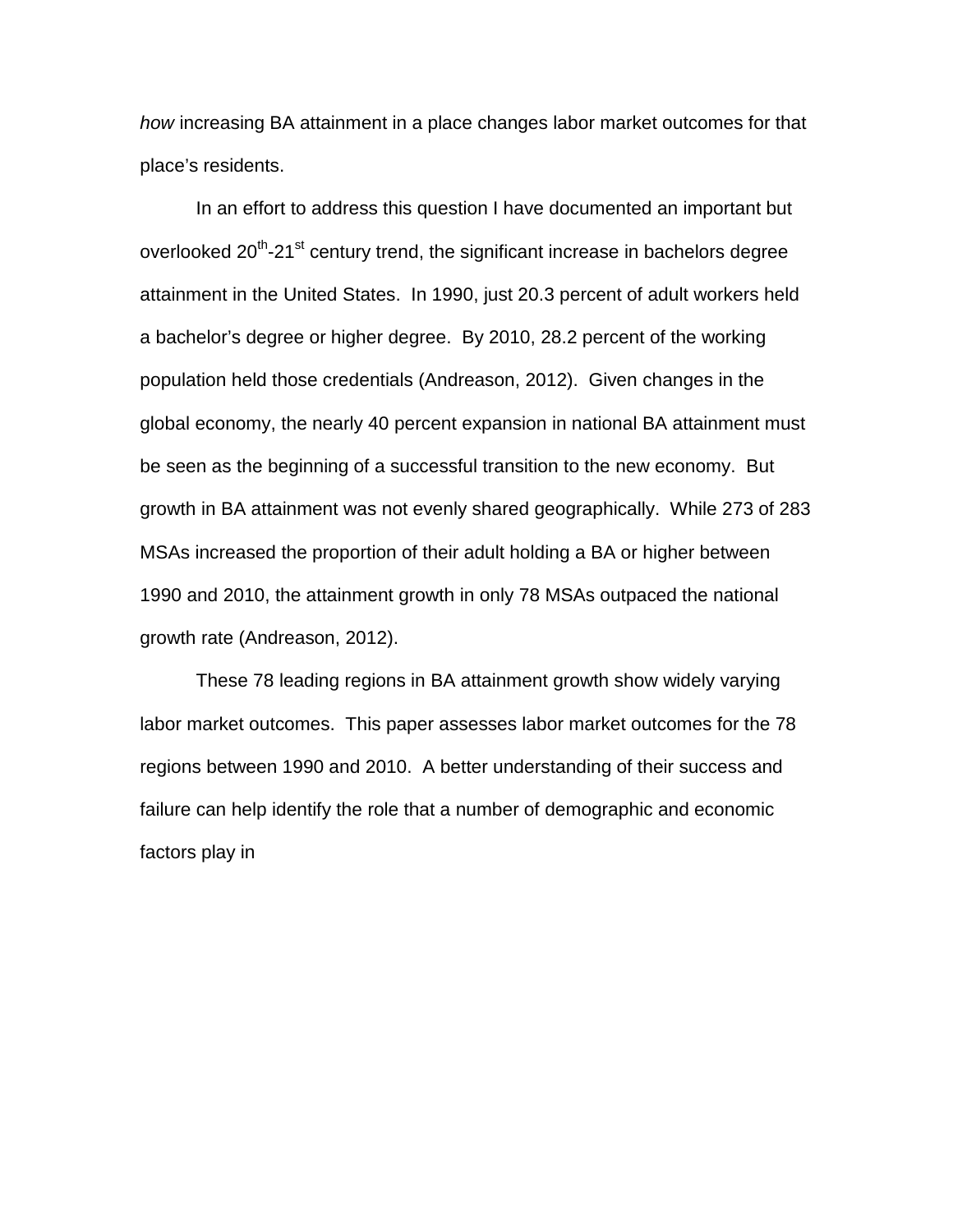*how* increasing BA attainment in a place changes labor market outcomes for that place's residents.

In an effort to address this question I have documented an important but overlooked $20^{th}$-$21^{st}$ century trend, the significant increase in bachelors degree attainment in the United States. In 1990, just 20.3 percent of adult workers held a bachelor's degree or higher degree. By 2010, 28.2 percent of the working population held those credentials (Andreason, 2012). Given changes in the global economy, the nearly 40 percent expansion in national BA attainment must be seen as the beginning of a successful transition to the new economy. But growth in BA attainment was not evenly shared geographically. While 273 of 283 MSAs increased the proportion of their adult holding a BA or higher between 1990 and 2010, the attainment growth in only 78 MSAs outpaced the national growth rate (Andreason, 2012).

These 78 leading regions in BA attainment growth show widely varying labor market outcomes. This paper assesses labor market outcomes for the 78 regions between 1990 and 2010. A better understanding of their success and failure can help identify the role that a number of demographic and economic factors play in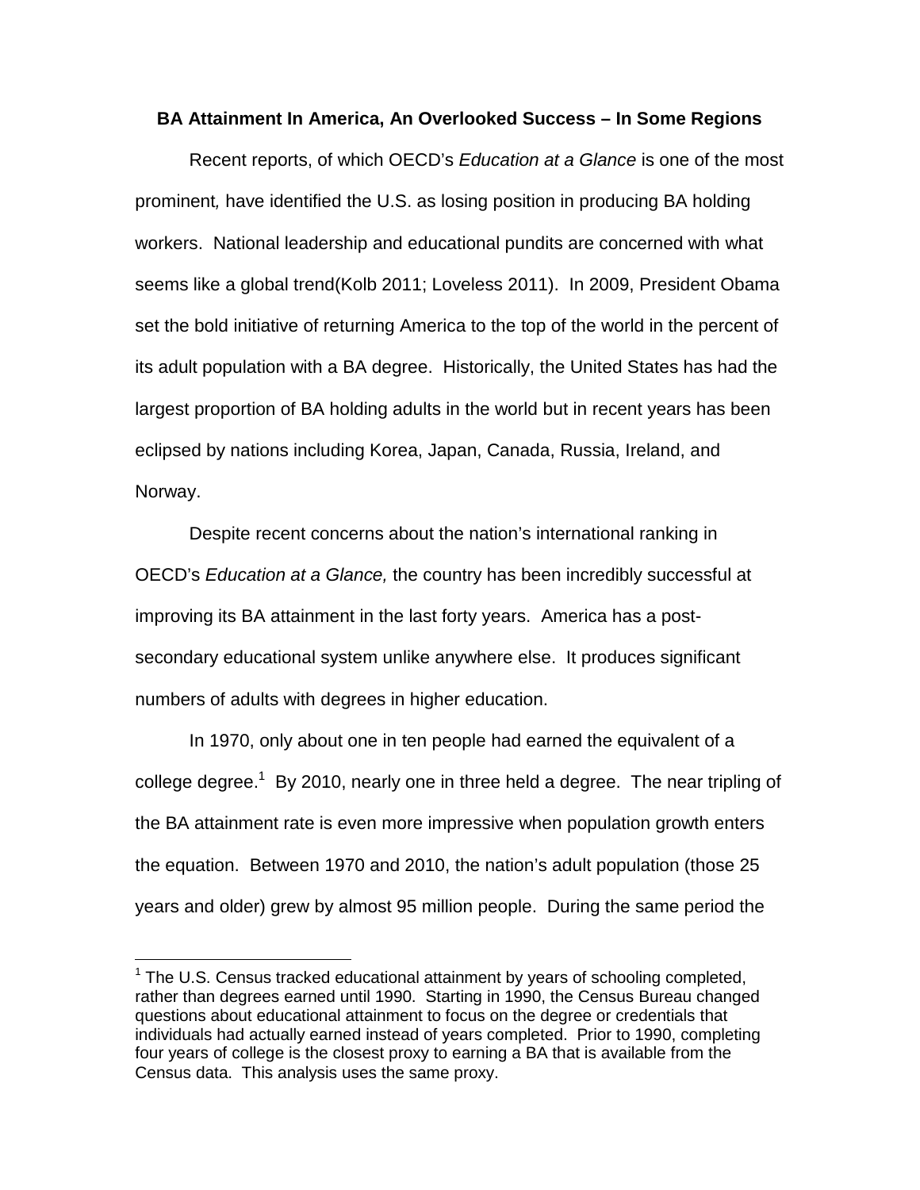**BA Attainment In America, An Overlooked Success – In Some Regions**

Recent reports, of which OECD's *Education at a Glance* is one of the most prominent, have identified the U.S. as losing position in producing BA holding workers. National leadership and educational pundits are concerned with what seems like a global trend(Kolb 2011; Loveless 2011). In 2009, President Obama set the bold initiative of returning America to the top of the world in the percent of its adult population with a BA degree. Historically, the United States has had the largest proportion of BA holding adults in the world but in recent years has been eclipsed by nations including Korea, Japan, Canada, Russia, Ireland, and Norway.

Despite recent concerns about the nation's international ranking in OECD's *Education at a Glance,* the country has been incredibly successful at improving its BA attainment in the last forty years. America has a post-secondary educational system unlike anywhere else. It produces significant numbers of adults with degrees in higher education.

In 1970, only about one in ten people had earned the equivalent of a college degree.[1] By 2010, nearly one in three held a degree. The near tripling of the BA attainment rate is even more impressive when population growth enters the equation. Between 1970 and 2010, the nation's adult population (those 25 years and older) grew by almost 95 million people. During the same period the

---

[1] The U.S. Census tracked educational attainment by years of schooling completed, rather than degrees earned until 1990. Starting in 1990, the Census Bureau changed questions about educational attainment to focus on the degree or credentials that individuals had actually earned instead of years completed. Prior to 1990, completing four years of college is the closest proxy to earning a BA that is available from the Census data. This analysis uses the same proxy.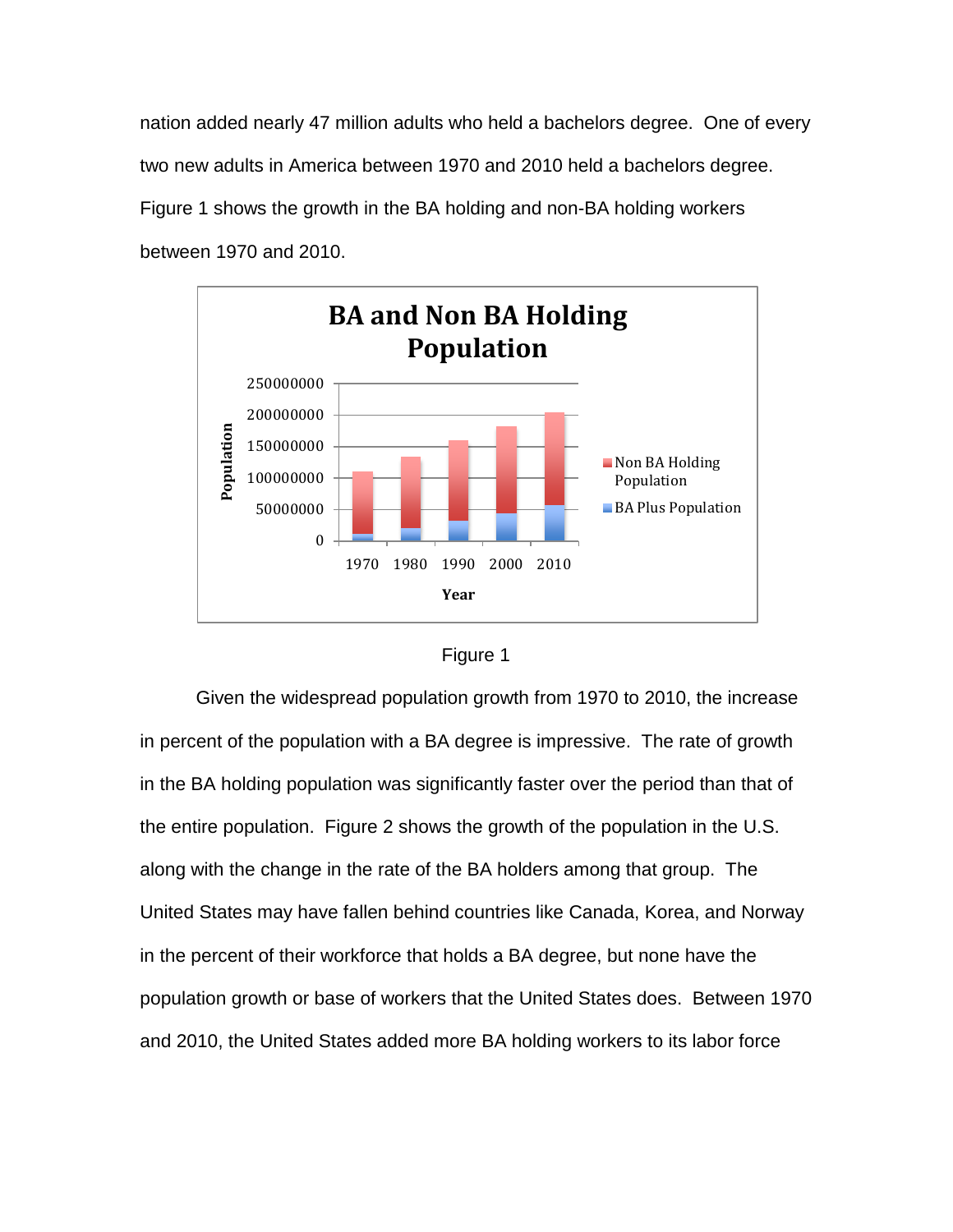nation added nearly 47 million adults who held a bachelors degree. One of every two new adults in America between 1970 and 2010 held a bachelors degree. Figure 1 shows the growth in the BA holding and non-BA holding workers between 1970 and 2010.

Figure 1

Given the widespread population growth from 1970 to 2010, the increase in percent of the population with a BA degree is impressive. The rate of growth in the BA holding population was significantly faster over the period than that of the entire population. Figure 2 shows the growth of the population in the U.S. along with the change in the rate of the BA holders among that group. The United States may have fallen behind countries like Canada, Korea, and Norway in the percent of their workforce that holds a BA degree, but none have the population growth or base of workers that the United States does. Between 1970 and 2010, the United States added more BA holding workers to its labor force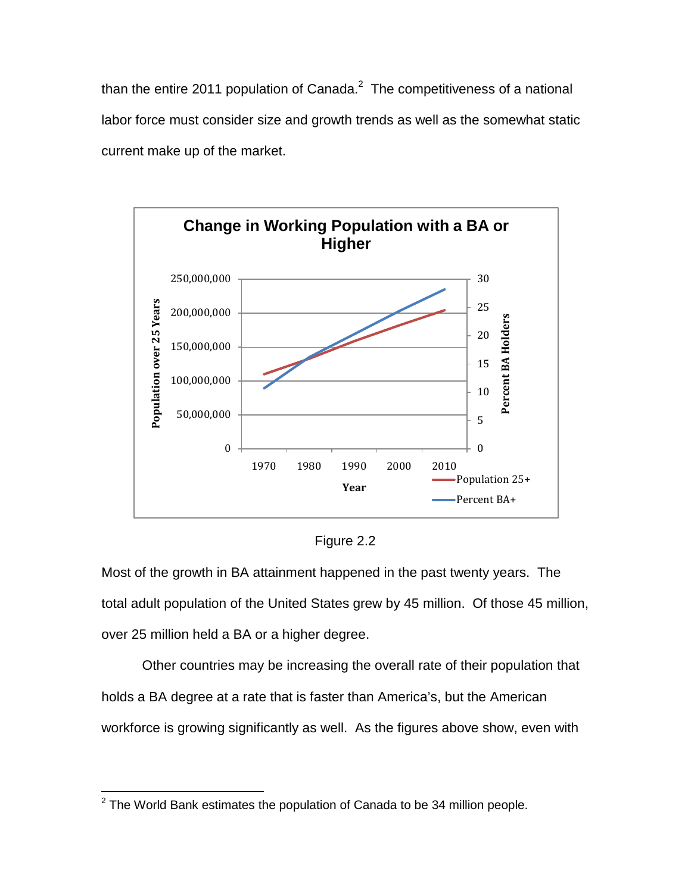than the entire 2011 population of Canada.[2] The competitiveness of a national labor force must consider size and growth trends as well as the somewhat static current make up of the market.

Figure 2.2

Most of the growth in BA attainment happened in the past twenty years. The total adult population of the United States grew by 45 million. Of those 45 million, over 25 million held a BA or a higher degree.

Other countries may be increasing the overall rate of their population that holds a BA degree at a rate that is faster than America's, but the American workforce is growing significantly as well. As the figures above show, even with

[2] The World Bank estimates the population of Canada to be 34 million people.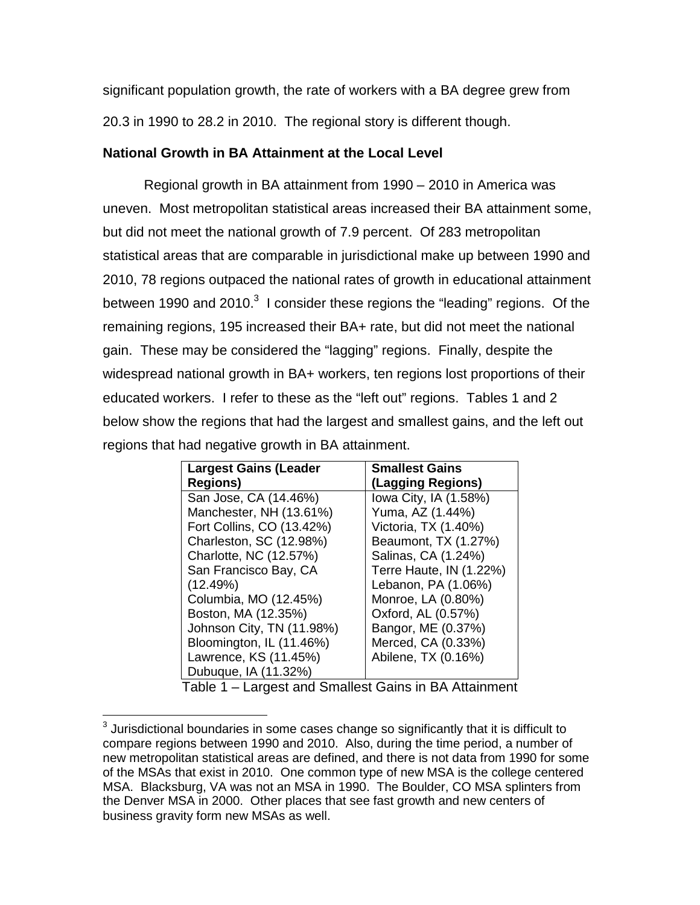significant population growth, the rate of workers with a BA degree grew from 20.3 in 1990 to 28.2 in 2010. The regional story is different though.

### National Growth in BA Attainment at the Local Level

Regional growth in BA attainment from 1990 – 2010 in America was uneven. Most metropolitan statistical areas increased their BA attainment some, but did not meet the national growth of 7.9 percent. Of 283 metropolitan statistical areas that are comparable in jurisdictional make up between 1990 and 2010, 78 regions outpaced the national rates of growth in educational attainment between 1990 and 2010.[3] I consider these regions the "leading" regions. Of the remaining regions, 195 increased their BA+ rate, but did not meet the national gain. These may be considered the "lagging" regions. Finally, despite the widespread national growth in BA+ workers, ten regions lost proportions of their educated workers. I refer to these as the "left out" regions. Tables 1 and 2 below show the regions that had the largest and smallest gains, and the left out regions that had negative growth in BA attainment.

| Largest Gains (Leader Regions) | Smallest Gains (Lagging Regions) |
|---|---|
| San Jose, CA (14.46%) | Iowa City, IA (1.58%) |
| Manchester, NH (13.61%) | Yuma, AZ (1.44%) |
| Fort Collins, CO (13.42%) | Victoria, TX (1.40%) |
| Charleston, SC (12.98%) | Beaumont, TX (1.27%) |
| Charlotte, NC (12.57%) | Salinas, CA (1.24%) |
| San Francisco Bay, CA (12.49%) | Terre Haute, IN (1.22%) |
| Columbia, MO (12.45%) | Lebanon, PA (1.06%) |
| Boston, MA (12.35%) | Monroe, LA (0.80%) |
| Johnson City, TN (11.98%) | Oxford, AL (0.57%) |
| Bloomington, IL (11.46%) | Bangor, ME (0.37%) |
| Lawrence, KS (11.45%) | Merced, CA (0.33%) |
| Dubuque, IA (11.32%) | Abilene, TX (0.16%) |

Table 1 – Largest and Smallest Gains in BA Attainment

[3] Jurisdictional boundaries in some cases change so significantly that it is difficult to compare regions between 1990 and 2010. Also, during the time period, a number of new metropolitan statistical areas are defined, and there is not data from 1990 for some of the MSAs that exist in 2010. One common type of new MSA is the college centered MSA. Blacksburg, VA was not an MSA in 1990. The Boulder, CO MSA splinters from the Denver MSA in 2000. Other places that see fast growth and new centers of business gravity form new MSAs as well.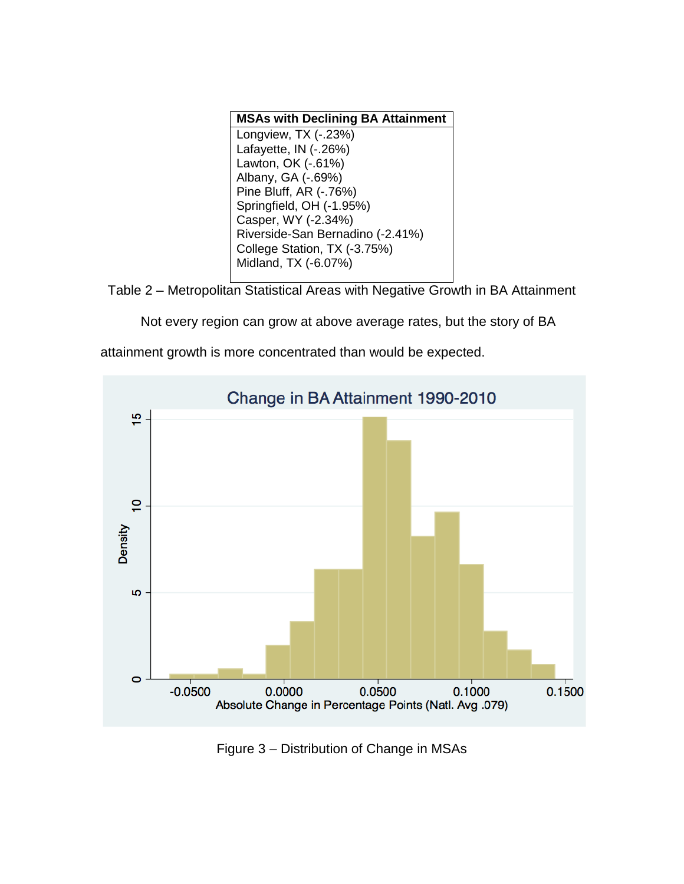| MSAs with Declining BA Attainment |
|---|
| Longview, TX (-.23%) |
| Lafayette, IN (-.26%) |
| Lawton, OK (-.61%) |
| Albany, GA (-.69%) |
| Pine Bluff, AR (-.76%) |
| Springfield, OH (-1.95%) |
| Casper, WY (-2.34%) |
| Riverside-San Bernadino (-2.41%) |
| College Station, TX (-3.75%) |
| Midland, TX (-6.07%) |

Table 2 – Metropolitan Statistical Areas with Negative Growth in BA Attainment

Not every region can grow at above average rates, but the story of BA attainment growth is more concentrated than would be expected.

Figure 3 – Distribution of Change in MSAs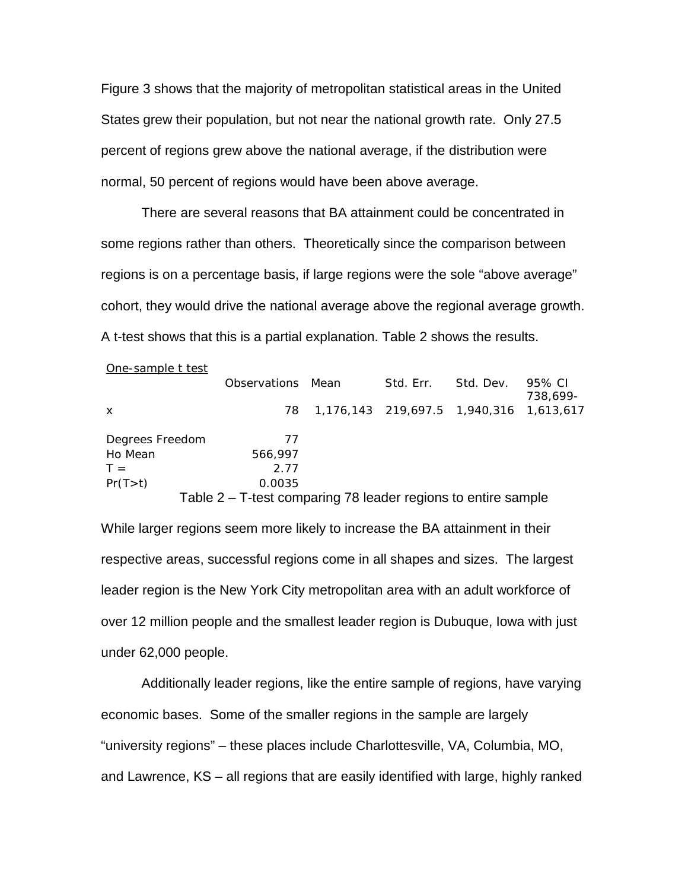Figure 3 shows that the majority of metropolitan statistical areas in the United States grew their population, but not near the national growth rate. Only 27.5 percent of regions grew above the national average, if the distribution were normal, 50 percent of regions would have been above average.

There are several reasons that BA attainment could be concentrated in some regions rather than others. Theoretically since the comparison between regions is on a percentage basis, if large regions were the sole "above average" cohort, they would drive the national average above the regional average growth. A t-test shows that this is a partial explanation. Table 2 shows the results.

| One-sample t test | Observations | Mean | Std. Err. | Std. Dev. | 95% CI |
|---|---|---|---|---|---|
| x | 78 | 1,176,143 | 219,697.5 | 1,940,316 | 738,699-1,613,617 |
| Degrees Freedom | 77 | | | | |
| Ho Mean | 566,997 | | | | |
| T = | 2.77 | | | | |
| Pr(T>t) | 0.0035 | | | | |

Table 2 – T-test comparing 78 leader regions to entire sample

While larger regions seem more likely to increase the BA attainment in their respective areas, successful regions come in all shapes and sizes. The largest leader region is the New York City metropolitan area with an adult workforce of over 12 million people and the smallest leader region is Dubuque, Iowa with just under 62,000 people.

Additionally leader regions, like the entire sample of regions, have varying economic bases. Some of the smaller regions in the sample are largely "university regions" – these places include Charlottesville, VA, Columbia, MO, and Lawrence, KS – all regions that are easily identified with large, highly ranked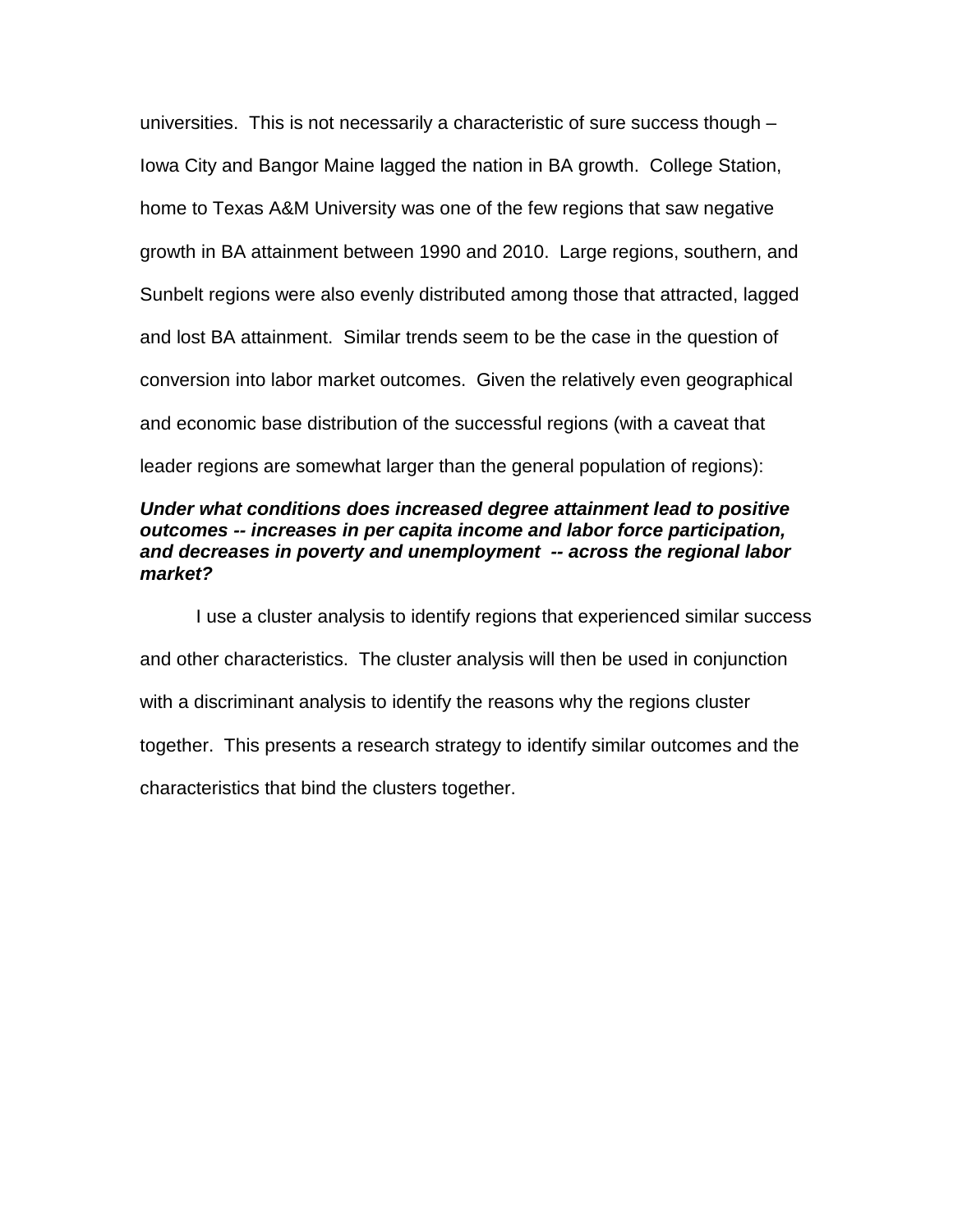universities. This is not necessarily a characteristic of sure success though – Iowa City and Bangor Maine lagged the nation in BA growth. College Station, home to Texas A&M University was one of the few regions that saw negative growth in BA attainment between 1990 and 2010. Large regions, southern, and Sunbelt regions were also evenly distributed among those that attracted, lagged and lost BA attainment. Similar trends seem to be the case in the question of conversion into labor market outcomes. Given the relatively even geographical and economic base distribution of the successful regions (with a caveat that leader regions are somewhat larger than the general population of regions):

***Under what conditions does increased degree attainment lead to positive outcomes -- increases in per capita income and labor force participation, and decreases in poverty and unemployment -- across the regional labor market?***

I use a cluster analysis to identify regions that experienced similar success and other characteristics. The cluster analysis will then be used in conjunction with a discriminant analysis to identify the reasons why the regions cluster together. This presents a research strategy to identify similar outcomes and the characteristics that bind the clusters together.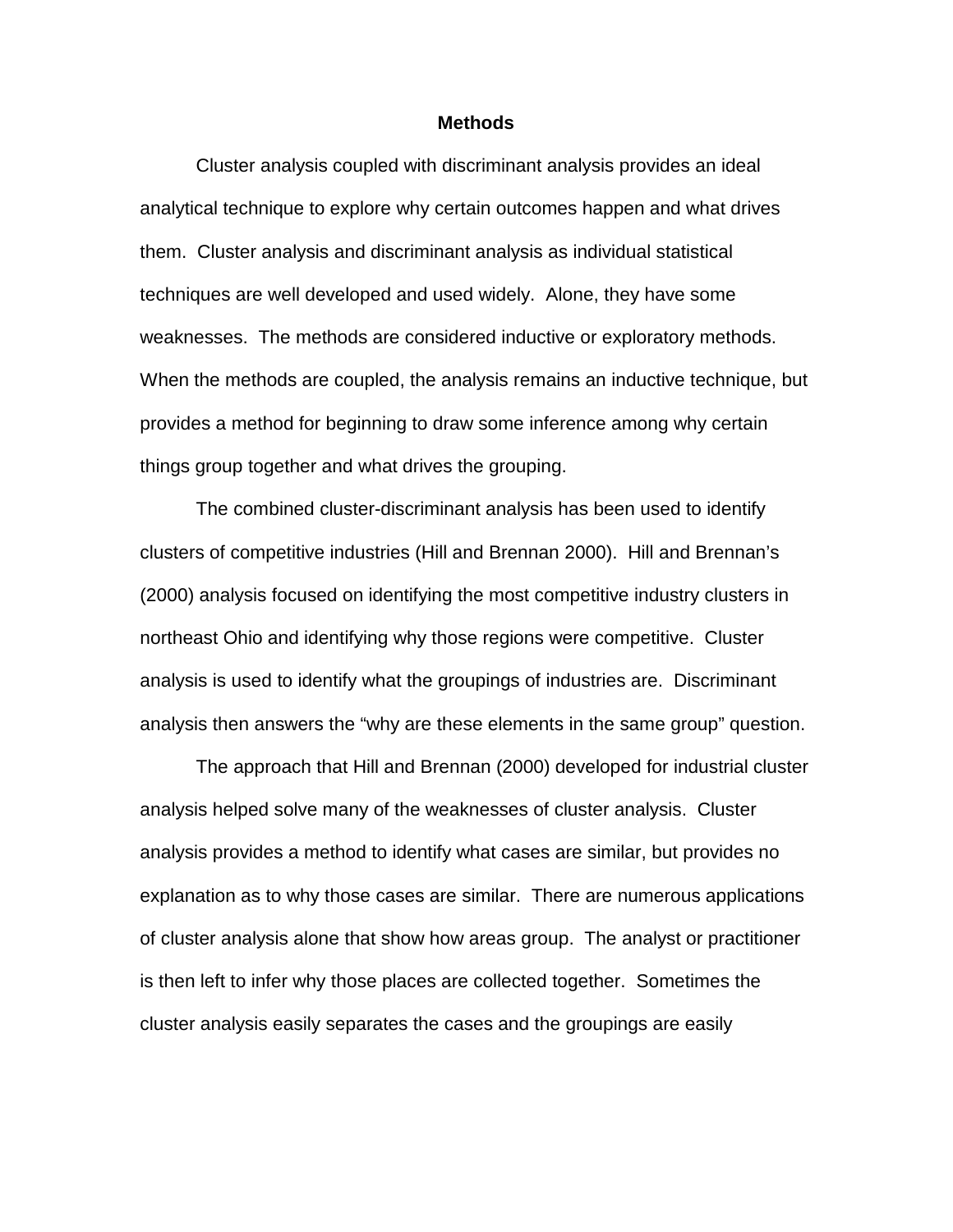## Methods

Cluster analysis coupled with discriminant analysis provides an ideal analytical technique to explore why certain outcomes happen and what drives them. Cluster analysis and discriminant analysis as individual statistical techniques are well developed and used widely. Alone, they have some weaknesses. The methods are considered inductive or exploratory methods. When the methods are coupled, the analysis remains an inductive technique, but provides a method for beginning to draw some inference among why certain things group together and what drives the grouping.

The combined cluster-discriminant analysis has been used to identify clusters of competitive industries (Hill and Brennan 2000). Hill and Brennan's (2000) analysis focused on identifying the most competitive industry clusters in northeast Ohio and identifying why those regions were competitive. Cluster analysis is used to identify what the groupings of industries are. Discriminant analysis then answers the "why are these elements in the same group" question.

The approach that Hill and Brennan (2000) developed for industrial cluster analysis helped solve many of the weaknesses of cluster analysis. Cluster analysis provides a method to identify what cases are similar, but provides no explanation as to why those cases are similar. There are numerous applications of cluster analysis alone that show how areas group. The analyst or practitioner is then left to infer why those places are collected together. Sometimes the cluster analysis easily separates the cases and the groupings are easily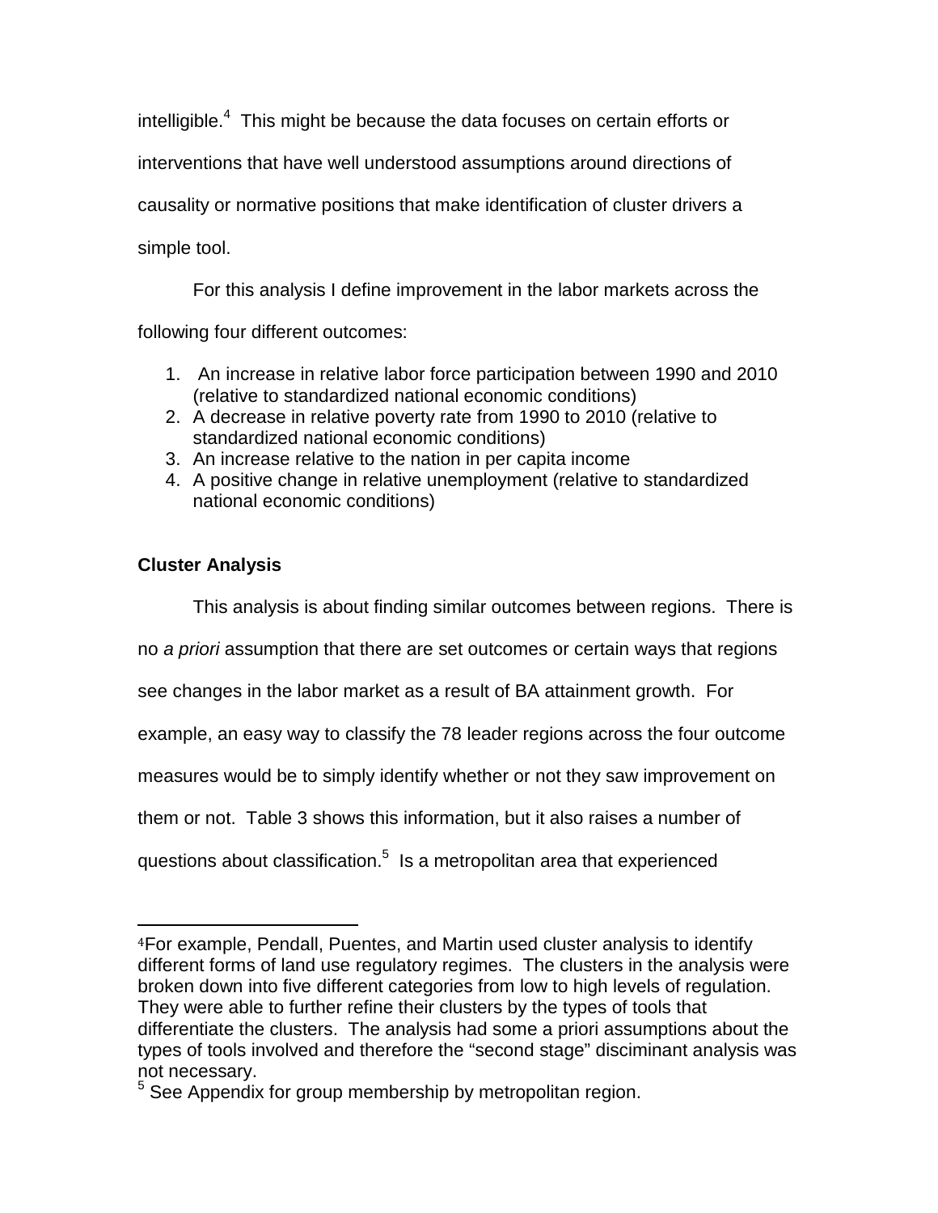intelligible.[4] This might be because the data focuses on certain efforts or interventions that have well understood assumptions around directions of causality or normative positions that make identification of cluster drivers a simple tool.

For this analysis I define improvement in the labor markets across the following four different outcomes:

1. An increase in relative labor force participation between 1990 and 2010 (relative to standardized national economic conditions)
2. A decrease in relative poverty rate from 1990 to 2010 (relative to standardized national economic conditions)
3. An increase relative to the nation in per capita income
4. A positive change in relative unemployment (relative to standardized national economic conditions)

**Cluster Analysis**

This analysis is about finding similar outcomes between regions. There is no *a priori* assumption that there are set outcomes or certain ways that regions see changes in the labor market as a result of BA attainment growth. For example, an easy way to classify the 78 leader regions across the four outcome measures would be to simply identify whether or not they saw improvement on them or not. Table 3 shows this information, but it also raises a number of questions about classification.[5] Is a metropolitan area that experienced

---

[4]For example, Pendall, Puentes, and Martin used cluster analysis to identify different forms of land use regulatory regimes. The clusters in the analysis were broken down into five different categories from low to high levels of regulation. They were able to further refine their clusters by the types of tools that differentiate the clusters. The analysis had some a priori assumptions about the types of tools involved and therefore the "second stage" disciminant analysis was not necessary.

[5] See Appendix for group membership by metropolitan region.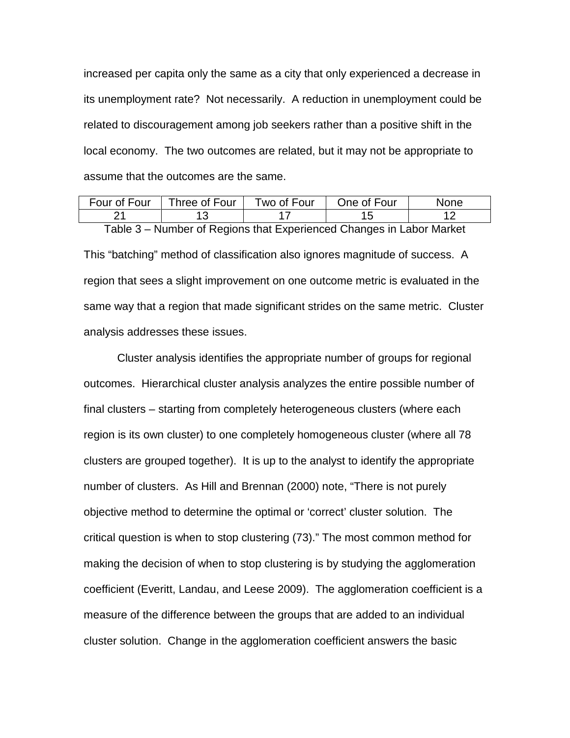increased per capita only the same as a city that only experienced a decrease in its unemployment rate? Not necessarily. A reduction in unemployment could be related to discouragement among job seekers rather than a positive shift in the local economy. The two outcomes are related, but it may not be appropriate to assume that the outcomes are the same.

| Four of Four | Three of Four | Two of Four | One of Four | None |
|---|---|---|---|---|
| 21 | 13 | 17 | 15 | 12 |

Table 3 – Number of Regions that Experienced Changes in Labor Market

This "batching" method of classification also ignores magnitude of success. A region that sees a slight improvement on one outcome metric is evaluated in the same way that a region that made significant strides on the same metric. Cluster analysis addresses these issues.

Cluster analysis identifies the appropriate number of groups for regional outcomes. Hierarchical cluster analysis analyzes the entire possible number of final clusters – starting from completely heterogeneous clusters (where each region is its own cluster) to one completely homogeneous cluster (where all 78 clusters are grouped together). It is up to the analyst to identify the appropriate number of clusters. As Hill and Brennan (2000) note, "There is not purely objective method to determine the optimal or 'correct' cluster solution. The critical question is when to stop clustering (73)." The most common method for making the decision of when to stop clustering is by studying the agglomeration coefficient (Everitt, Landau, and Leese 2009). The agglomeration coefficient is a measure of the difference between the groups that are added to an individual cluster solution. Change in the agglomeration coefficient answers the basic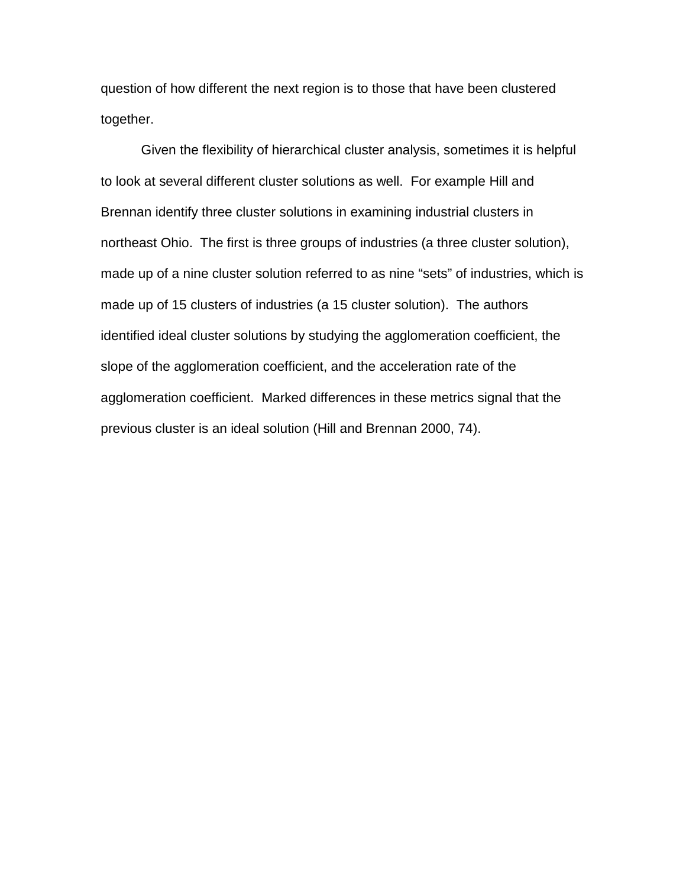question of how different the next region is to those that have been clustered together.

Given the flexibility of hierarchical cluster analysis, sometimes it is helpful to look at several different cluster solutions as well. For example Hill and Brennan identify three cluster solutions in examining industrial clusters in northeast Ohio. The first is three groups of industries (a three cluster solution), made up of a nine cluster solution referred to as nine "sets" of industries, which is made up of 15 clusters of industries (a 15 cluster solution). The authors identified ideal cluster solutions by studying the agglomeration coefficient, the slope of the agglomeration coefficient, and the acceleration rate of the agglomeration coefficient. Marked differences in these metrics signal that the previous cluster is an ideal solution (Hill and Brennan 2000, 74).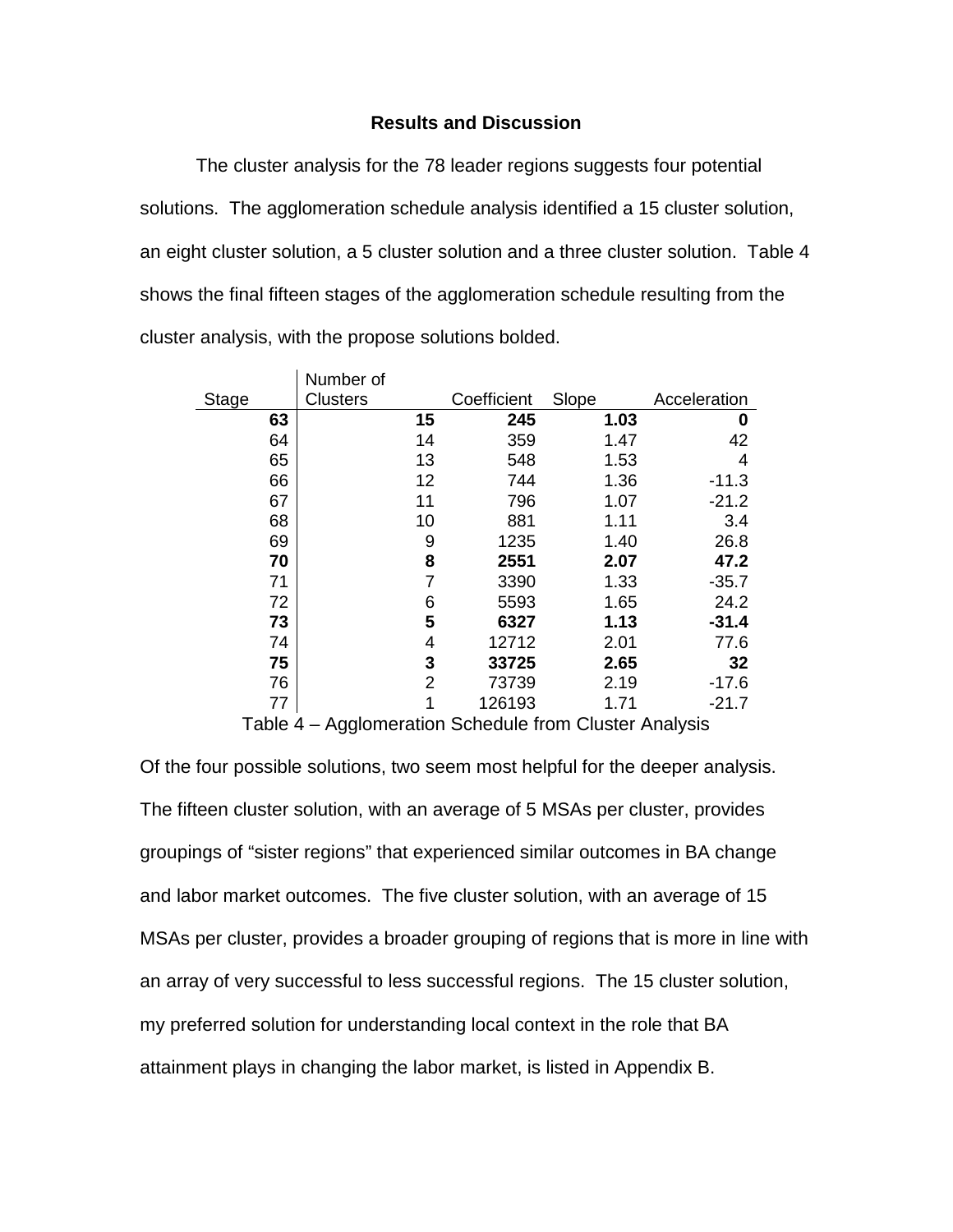### Results and Discussion

The cluster analysis for the 78 leader regions suggests four potential solutions. The agglomeration schedule analysis identified a 15 cluster solution, an eight cluster solution, a 5 cluster solution and a three cluster solution. Table 4 shows the final fifteen stages of the agglomeration schedule resulting from the cluster analysis, with the propose solutions bolded.

| Stage | Number of Clusters | Coefficient | Slope | Acceleration |
|---|---|---|---|---|
| **63** | **15** | **245** | **1.03** | **0** |
| 64 | 14 | 359 | 1.47 | 42 |
| 65 | 13 | 548 | 1.53 | 4 |
| 66 | 12 | 744 | 1.36 | -11.3 |
| 67 | 11 | 796 | 1.07 | -21.2 |
| 68 | 10 | 881 | 1.11 | 3.4 |
| 69 | 9 | 1235 | 1.40 | 26.8 |
| **70** | **8** | **2551** | **2.07** | **47.2** |
| 71 | 7 | 3390 | 1.33 | -35.7 |
| 72 | 6 | 5593 | 1.65 | 24.2 |
| **73** | **5** | **6327** | **1.13** | **-31.4** |
| 74 | 4 | 12712 | 2.01 | 77.6 |
| **75** | **3** | **33725** | **2.65** | **32** |
| 76 | 2 | 73739 | 2.19 | -17.6 |
| 77 | 1 | 126193 | 1.71 | -21.7 |

Table 4 – Agglomeration Schedule from Cluster Analysis

Of the four possible solutions, two seem most helpful for the deeper analysis. The fifteen cluster solution, with an average of 5 MSAs per cluster, provides groupings of "sister regions" that experienced similar outcomes in BA change and labor market outcomes. The five cluster solution, with an average of 15 MSAs per cluster, provides a broader grouping of regions that is more in line with an array of very successful to less successful regions. The 15 cluster solution, my preferred solution for understanding local context in the role that BA attainment plays in changing the labor market, is listed in Appendix B.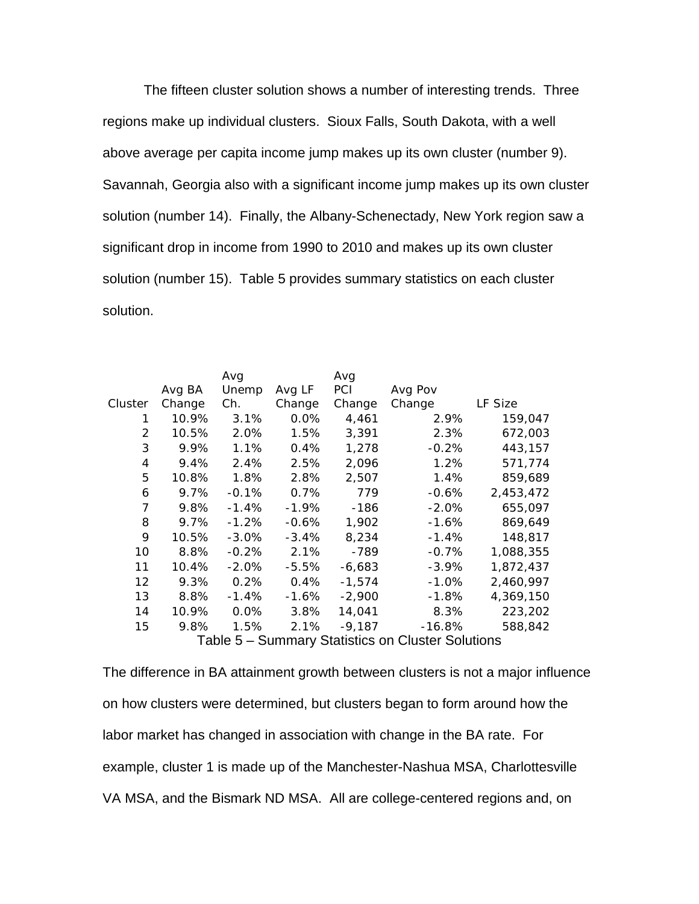The fifteen cluster solution shows a number of interesting trends. Three regions make up individual clusters. Sioux Falls, South Dakota, with a well above average per capita income jump makes up its own cluster (number 9). Savannah, Georgia also with a significant income jump makes up its own cluster solution (number 14). Finally, the Albany-Schenectady, New York region saw a significant drop in income from 1990 to 2010 and makes up its own cluster solution (number 15). Table 5 provides summary statistics on each cluster solution.

| Cluster | Avg BA Change | Avg Unemp Ch. | Avg LF Change | Avg PCI Change | Avg Pov Change | LF Size |
|---|---|---|---|---|---|---|
| 1 | 10.9% | 3.1% | 0.0% | 4,461 | 2.9% | 159,047 |
| 2 | 10.5% | 2.0% | 1.5% | 3,391 | 2.3% | 672,003 |
| 3 | 9.9% | 1.1% | 0.4% | 1,278 | -0.2% | 443,157 |
| 4 | 9.4% | 2.4% | 2.5% | 2,096 | 1.2% | 571,774 |
| 5 | 10.8% | 1.8% | 2.8% | 2,507 | 1.4% | 859,689 |
| 6 | 9.7% | -0.1% | 0.7% | 779 | -0.6% | 2,453,472 |
| 7 | 9.8% | -1.4% | -1.9% | -186 | -2.0% | 655,097 |
| 8 | 9.7% | -1.2% | -0.6% | 1,902 | -1.6% | 869,649 |
| 9 | 10.5% | -3.0% | -3.4% | 8,234 | -1.4% | 148,817 |
| 10 | 8.8% | -0.2% | 2.1% | -789 | -0.7% | 1,088,355 |
| 11 | 10.4% | -2.0% | -5.5% | -6,683 | -3.9% | 1,872,437 |
| 12 | 9.3% | 0.2% | 0.4% | -1,574 | -1.0% | 2,460,997 |
| 13 | 8.8% | -1.4% | -1.6% | -2,900 | -1.8% | 4,369,150 |
| 14 | 10.9% | 0.0% | 3.8% | 14,041 | 8.3% | 223,202 |
| 15 | 9.8% | 1.5% | 2.1% | -9,187 | -16.8% | 588,842 |

Table 5 – Summary Statistics on Cluster Solutions

The difference in BA attainment growth between clusters is not a major influence on how clusters were determined, but clusters began to form around how the labor market has changed in association with change in the BA rate. For example, cluster 1 is made up of the Manchester-Nashua MSA, Charlottesville VA MSA, and the Bismark ND MSA. All are college-centered regions and, on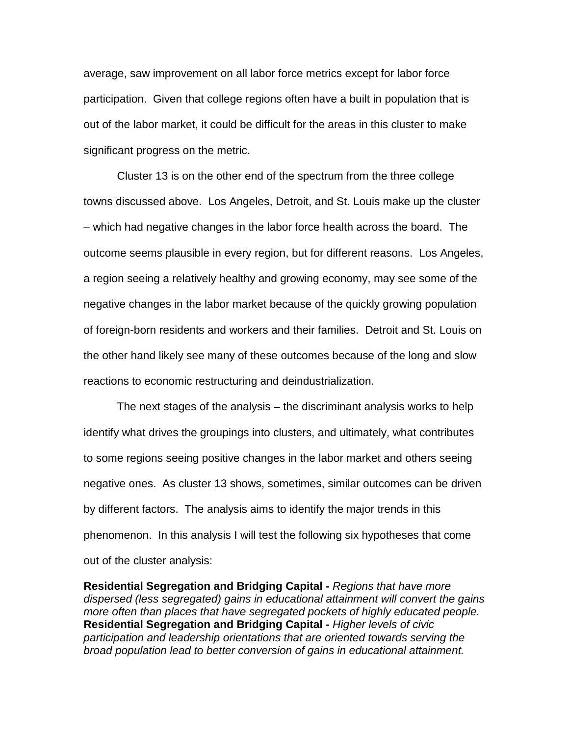average, saw improvement on all labor force metrics except for labor force participation. Given that college regions often have a built in population that is out of the labor market, it could be difficult for the areas in this cluster to make significant progress on the metric.

Cluster 13 is on the other end of the spectrum from the three college towns discussed above. Los Angeles, Detroit, and St. Louis make up the cluster – which had negative changes in the labor force health across the board. The outcome seems plausible in every region, but for different reasons. Los Angeles, a region seeing a relatively healthy and growing economy, may see some of the negative changes in the labor market because of the quickly growing population of foreign-born residents and workers and their families. Detroit and St. Louis on the other hand likely see many of these outcomes because of the long and slow reactions to economic restructuring and deindustrialization.

The next stages of the analysis – the discriminant analysis works to help identify what drives the groupings into clusters, and ultimately, what contributes to some regions seeing positive changes in the labor market and others seeing negative ones. As cluster 13 shows, sometimes, similar outcomes can be driven by different factors. The analysis aims to identify the major trends in this phenomenon. In this analysis I will test the following six hypotheses that come out of the cluster analysis:

**Residential Segregation and Bridging Capital -** *Regions that have more dispersed (less segregated) gains in educational attainment will convert the gains more often than places that have segregated pockets of highly educated people.*
**Residential Segregation and Bridging Capital -** *Higher levels of civic participation and leadership orientations that are oriented towards serving the broad population lead to better conversion of gains in educational attainment.*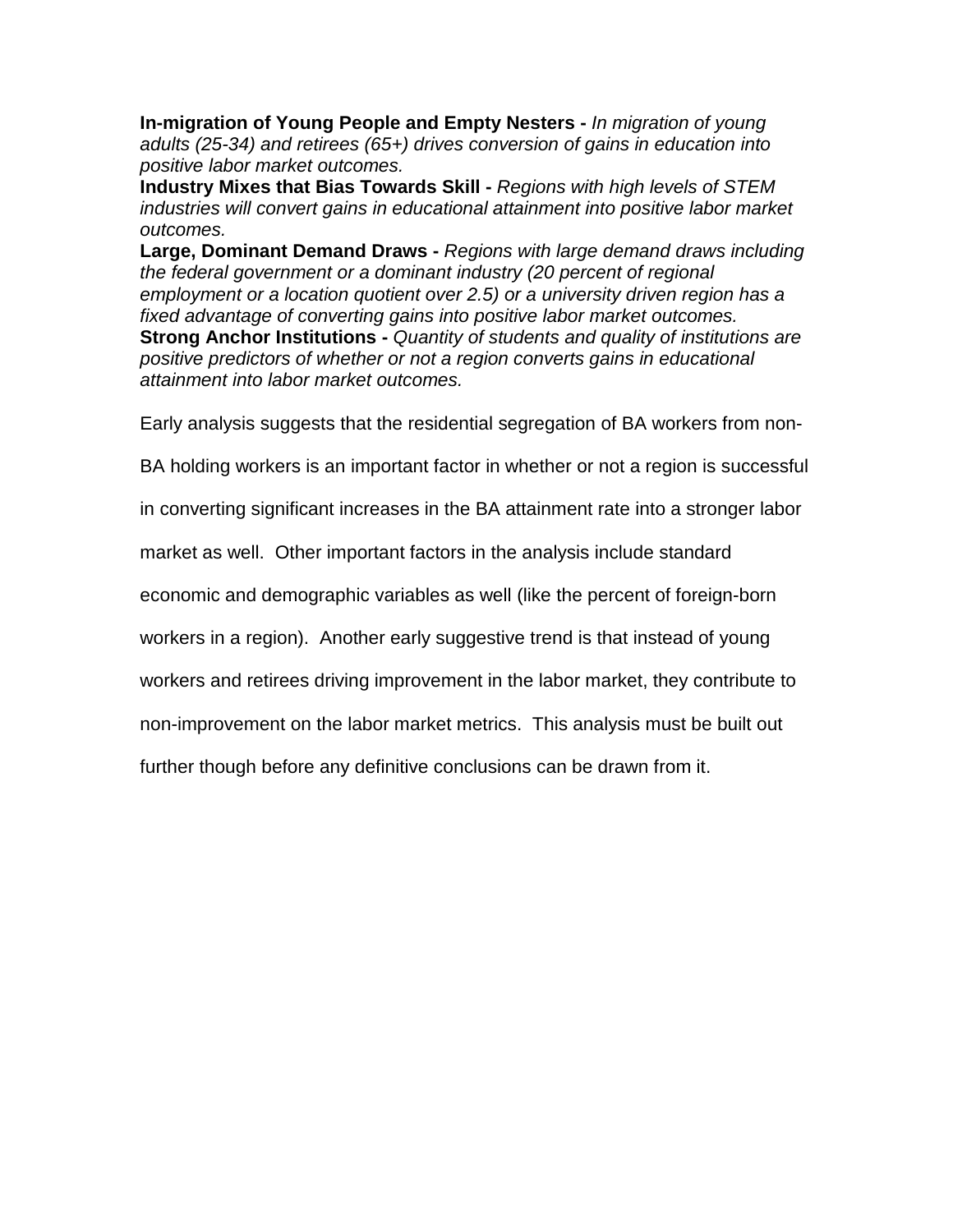**In-migration of Young People and Empty Nesters -** *In migration of young adults (25-34) and retirees (65+) drives conversion of gains in education into positive labor market outcomes.*
**Industry Mixes that Bias Towards Skill -** *Regions with high levels of STEM industries will convert gains in educational attainment into positive labor market outcomes.*
**Large, Dominant Demand Draws -** *Regions with large demand draws including the federal government or a dominant industry (20 percent of regional employment or a location quotient over 2.5) or a university driven region has a fixed advantage of converting gains into positive labor market outcomes.*
**Strong Anchor Institutions -** *Quantity of students and quality of institutions are positive predictors of whether or not a region converts gains in educational attainment into labor market outcomes.*

Early analysis suggests that the residential segregation of BA workers from non-BA holding workers is an important factor in whether or not a region is successful in converting significant increases in the BA attainment rate into a stronger labor market as well. Other important factors in the analysis include standard economic and demographic variables as well (like the percent of foreign-born workers in a region). Another early suggestive trend is that instead of young workers and retirees driving improvement in the labor market, they contribute to non-improvement on the labor market metrics. This analysis must be built out further though before any definitive conclusions can be drawn from it.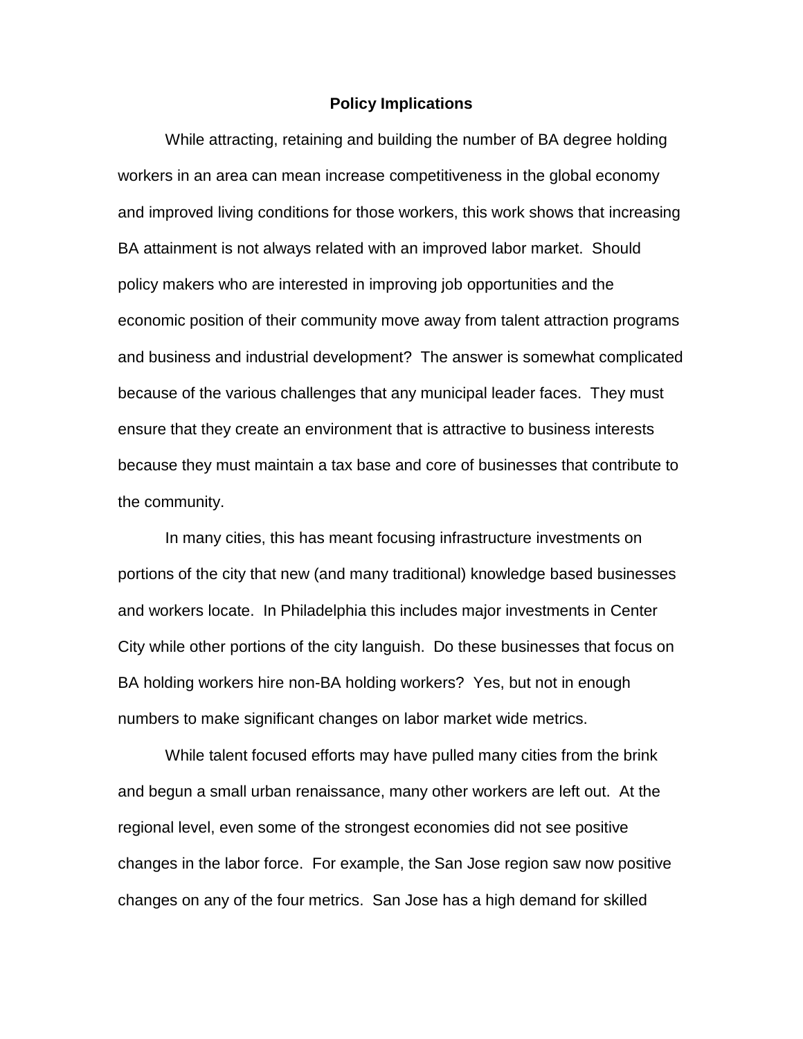## Policy Implications

While attracting, retaining and building the number of BA degree holding workers in an area can mean increase competitiveness in the global economy and improved living conditions for those workers, this work shows that increasing BA attainment is not always related with an improved labor market. Should policy makers who are interested in improving job opportunities and the economic position of their community move away from talent attraction programs and business and industrial development? The answer is somewhat complicated because of the various challenges that any municipal leader faces. They must ensure that they create an environment that is attractive to business interests because they must maintain a tax base and core of businesses that contribute to the community.

In many cities, this has meant focusing infrastructure investments on portions of the city that new (and many traditional) knowledge based businesses and workers locate. In Philadelphia this includes major investments in Center City while other portions of the city languish. Do these businesses that focus on BA holding workers hire non-BA holding workers? Yes, but not in enough numbers to make significant changes on labor market wide metrics.

While talent focused efforts may have pulled many cities from the brink and begun a small urban renaissance, many other workers are left out. At the regional level, even some of the strongest economies did not see positive changes in the labor force. For example, the San Jose region saw now positive changes on any of the four metrics. San Jose has a high demand for skilled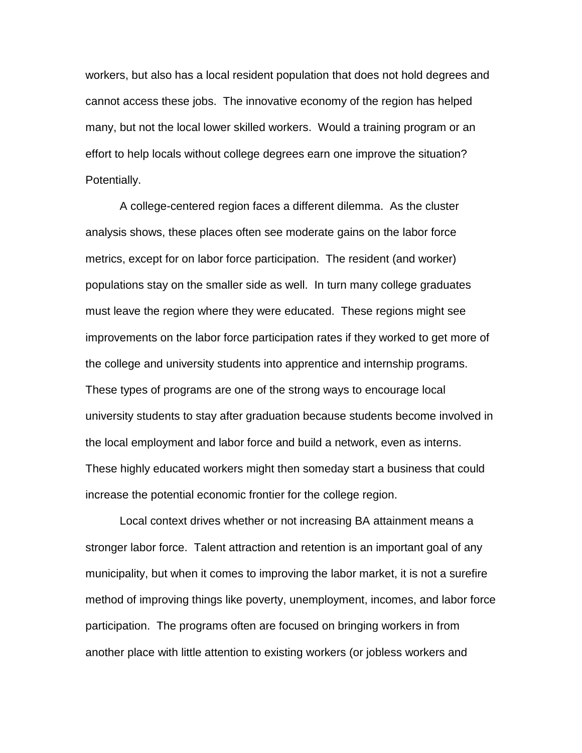workers, but also has a local resident population that does not hold degrees and cannot access these jobs. The innovative economy of the region has helped many, but not the local lower skilled workers. Would a training program or an effort to help locals without college degrees earn one improve the situation? Potentially.

A college-centered region faces a different dilemma. As the cluster analysis shows, these places often see moderate gains on the labor force metrics, except for on labor force participation. The resident (and worker) populations stay on the smaller side as well. In turn many college graduates must leave the region where they were educated. These regions might see improvements on the labor force participation rates if they worked to get more of the college and university students into apprentice and internship programs. These types of programs are one of the strong ways to encourage local university students to stay after graduation because students become involved in the local employment and labor force and build a network, even as interns. These highly educated workers might then someday start a business that could increase the potential economic frontier for the college region.

Local context drives whether or not increasing BA attainment means a stronger labor force. Talent attraction and retention is an important goal of any municipality, but when it comes to improving the labor market, it is not a surefire method of improving things like poverty, unemployment, incomes, and labor force participation. The programs often are focused on bringing workers in from another place with little attention to existing workers (or jobless workers and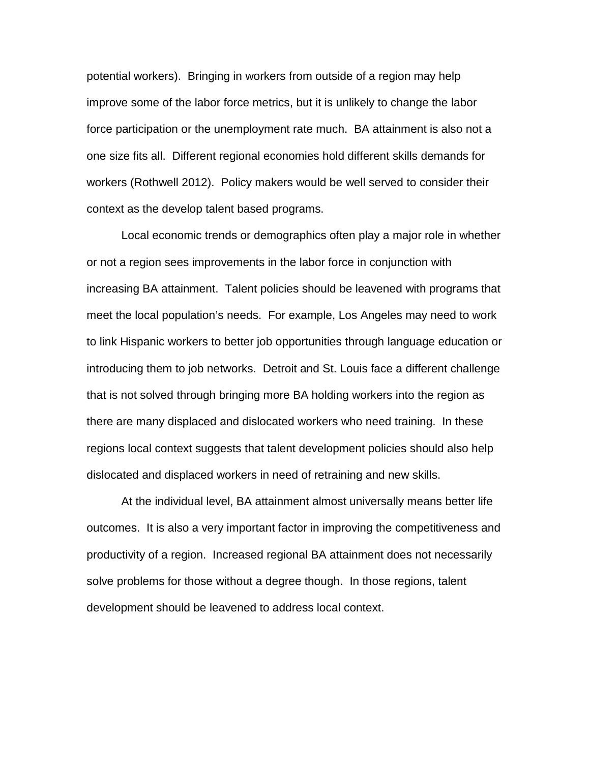potential workers). Bringing in workers from outside of a region may help improve some of the labor force metrics, but it is unlikely to change the labor force participation or the unemployment rate much. BA attainment is also not a one size fits all. Different regional economies hold different skills demands for workers (Rothwell 2012). Policy makers would be well served to consider their context as the develop talent based programs.

Local economic trends or demographics often play a major role in whether or not a region sees improvements in the labor force in conjunction with increasing BA attainment. Talent policies should be leavened with programs that meet the local population's needs. For example, Los Angeles may need to work to link Hispanic workers to better job opportunities through language education or introducing them to job networks. Detroit and St. Louis face a different challenge that is not solved through bringing more BA holding workers into the region as there are many displaced and dislocated workers who need training. In these regions local context suggests that talent development policies should also help dislocated and displaced workers in need of retraining and new skills.

At the individual level, BA attainment almost universally means better life outcomes. It is also a very important factor in improving the competitiveness and productivity of a region. Increased regional BA attainment does not necessarily solve problems for those without a degree though. In those regions, talent development should be leavened to address local context.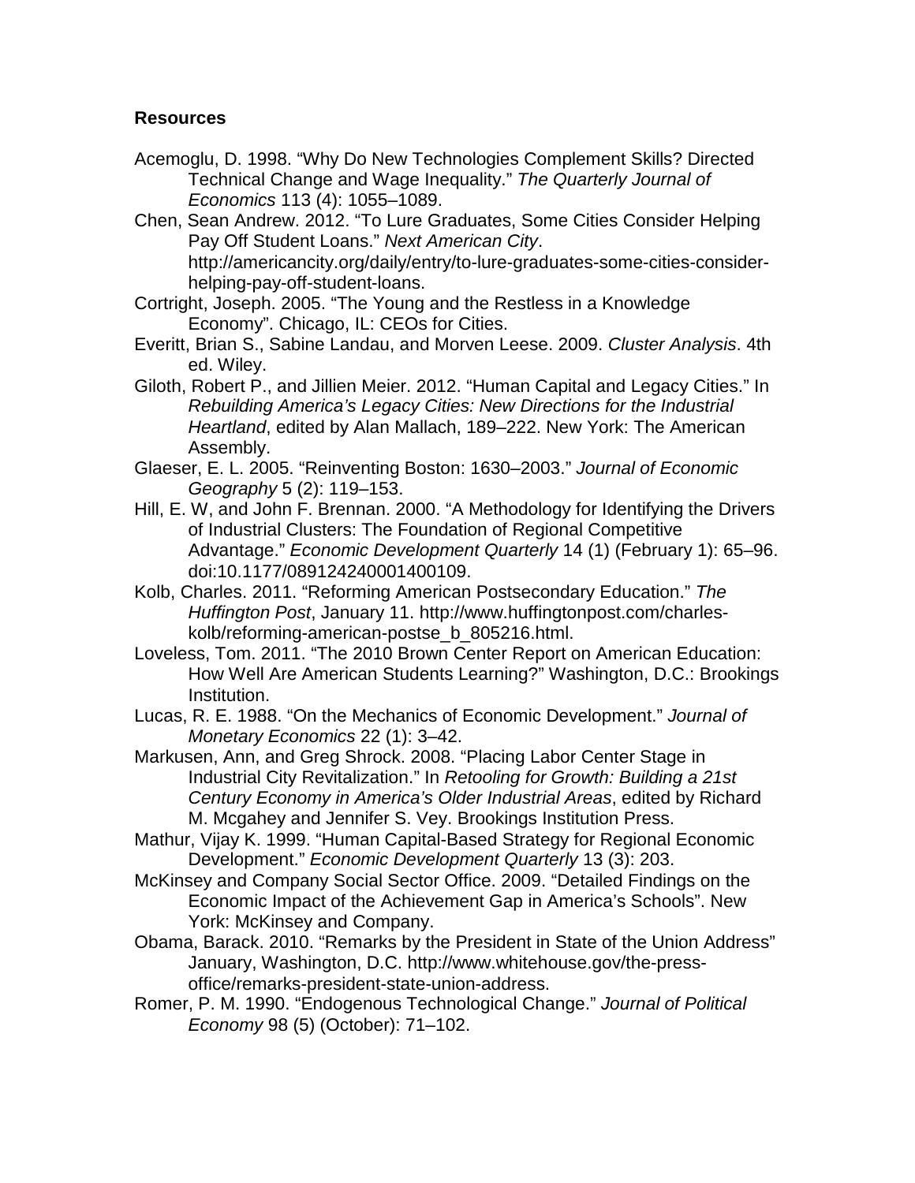**Resources**

Acemoglu, D. 1998. “Why Do New Technologies Complement Skills? Directed Technical Change and Wage Inequality.” *The Quarterly Journal of Economics* 113 (4): 1055–1089.

Chen, Sean Andrew. 2012. “To Lure Graduates, Some Cities Consider Helping Pay Off Student Loans.” *Next American City*. http://americancity.org/daily/entry/to-lure-graduates-some-cities-consider-helping-pay-off-student-loans.

Cortright, Joseph. 2005. “The Young and the Restless in a Knowledge Economy”. Chicago, IL: CEOs for Cities.

Everitt, Brian S., Sabine Landau, and Morven Leese. 2009. *Cluster Analysis*. 4th ed. Wiley.

Giloth, Robert P., and Jillien Meier. 2012. “Human Capital and Legacy Cities.” In *Rebuilding America’s Legacy Cities: New Directions for the Industrial Heartland*, edited by Alan Mallach, 189–222. New York: The American Assembly.

Glaeser, E. L. 2005. “Reinventing Boston: 1630–2003.” *Journal of Economic Geography* 5 (2): 119–153.

Hill, E. W, and John F. Brennan. 2000. “A Methodology for Identifying the Drivers of Industrial Clusters: The Foundation of Regional Competitive Advantage.” *Economic Development Quarterly* 14 (1) (February 1): 65–96. doi:10.1177/089124240001400109.

Kolb, Charles. 2011. “Reforming American Postsecondary Education.” *The Huffington Post*, January 11. http://www.huffingtonpost.com/charles-kolb/reforming-american-postse_b_805216.html.

Loveless, Tom. 2011. “The 2010 Brown Center Report on American Education: How Well Are American Students Learning?” Washington, D.C.: Brookings Institution.

Lucas, R. E. 1988. “On the Mechanics of Economic Development.” *Journal of Monetary Economics* 22 (1): 3–42.

Markusen, Ann, and Greg Shrock. 2008. “Placing Labor Center Stage in Industrial City Revitalization.” In *Retooling for Growth: Building a 21st Century Economy in America’s Older Industrial Areas*, edited by Richard M. Mcgahey and Jennifer S. Vey. Brookings Institution Press.

Mathur, Vijay K. 1999. “Human Capital-Based Strategy for Regional Economic Development.” *Economic Development Quarterly* 13 (3): 203.

McKinsey and Company Social Sector Office. 2009. “Detailed Findings on the Economic Impact of the Achievement Gap in America’s Schools”. New York: McKinsey and Company.

Obama, Barack. 2010. “Remarks by the President in State of the Union Address” January, Washington, D.C. http://www.whitehouse.gov/the-press-office/remarks-president-state-union-address.

Romer, P. M. 1990. “Endogenous Technological Change.” *Journal of Political Economy* 98 (5) (October): 71–102.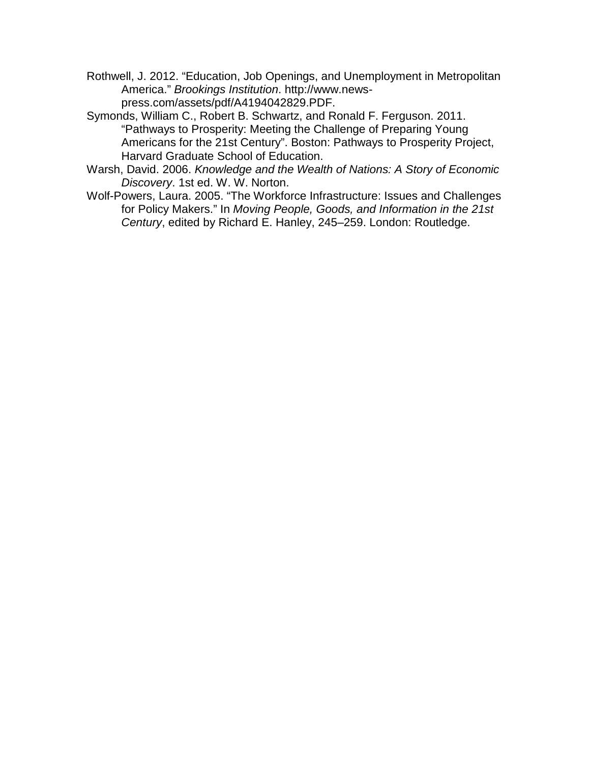Rothwell, J. 2012. "Education, Job Openings, and Unemployment in Metropolitan America." *Brookings Institution*. http://www.news-press.com/assets/pdf/A4194042829.PDF.

Symonds, William C., Robert B. Schwartz, and Ronald F. Ferguson. 2011. "Pathways to Prosperity: Meeting the Challenge of Preparing Young Americans for the 21st Century". Boston: Pathways to Prosperity Project, Harvard Graduate School of Education.

Warsh, David. 2006. *Knowledge and the Wealth of Nations: A Story of Economic Discovery*. 1st ed. W. W. Norton.

Wolf-Powers, Laura. 2005. "The Workforce Infrastructure: Issues and Challenges for Policy Makers." In *Moving People, Goods, and Information in the 21st Century*, edited by Richard E. Hanley, 245–259. London: Routledge.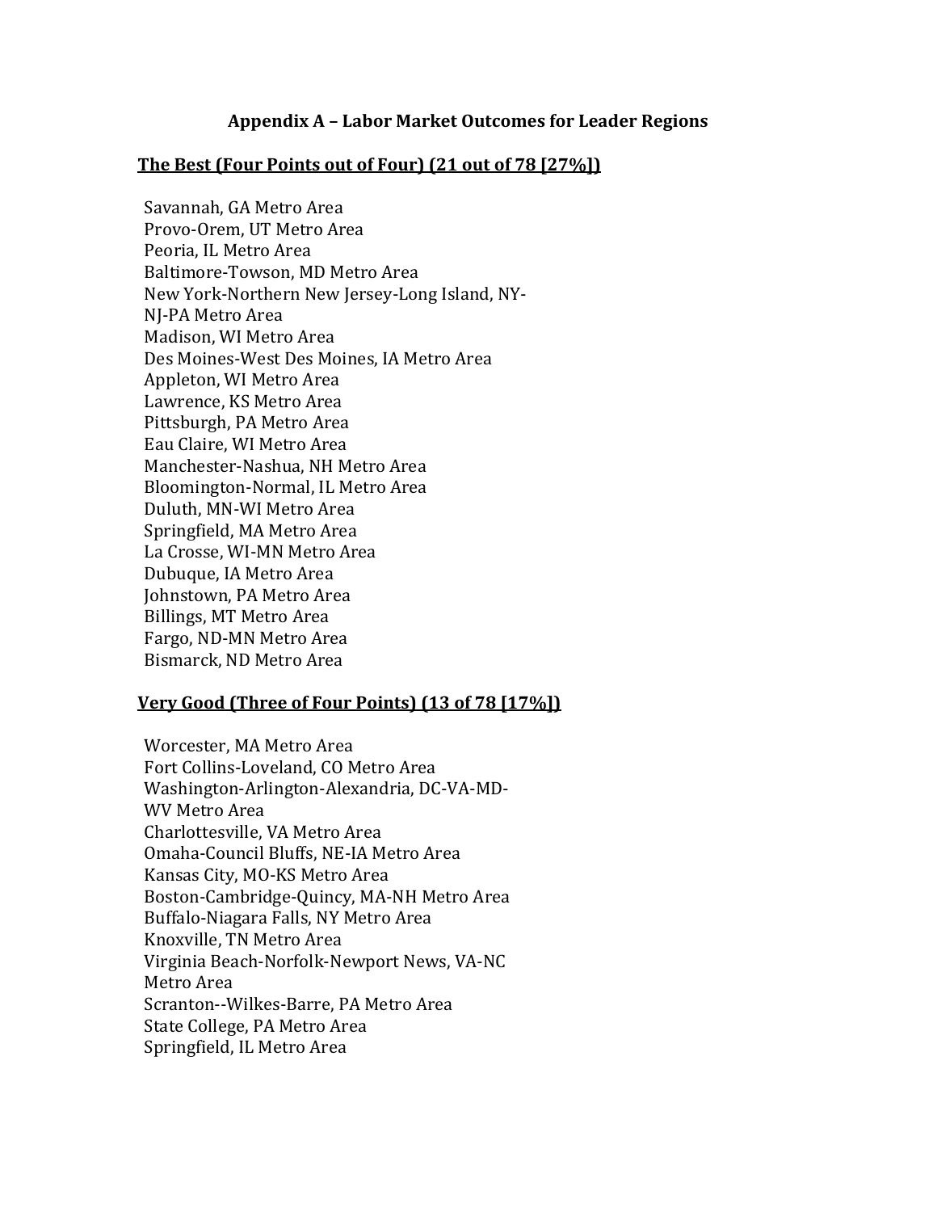## Appendix A – Labor Market Outcomes for Leader Regions

### The Best (Four Points out of Four) (21 out of 78 [27%])

Savannah, GA Metro Area
Provo-Orem, UT Metro Area
Peoria, IL Metro Area
Baltimore-Towson, MD Metro Area
New York-Northern New Jersey-Long Island, NY-NJ-PA Metro Area
Madison, WI Metro Area
Des Moines-West Des Moines, IA Metro Area
Appleton, WI Metro Area
Lawrence, KS Metro Area
Pittsburgh, PA Metro Area
Eau Claire, WI Metro Area
Manchester-Nashua, NH Metro Area
Bloomington-Normal, IL Metro Area
Duluth, MN-WI Metro Area
Springfield, MA Metro Area
La Crosse, WI-MN Metro Area
Dubuque, IA Metro Area
Johnstown, PA Metro Area
Billings, MT Metro Area
Fargo, ND-MN Metro Area
Bismarck, ND Metro Area

### Very Good (Three of Four Points) (13 of 78 [17%])

Worcester, MA Metro Area
Fort Collins-Loveland, CO Metro Area
Washington-Arlington-Alexandria, DC-VA-MD-WV Metro Area
Charlottesville, VA Metro Area
Omaha-Council Bluffs, NE-IA Metro Area
Kansas City, MO-KS Metro Area
Boston-Cambridge-Quincy, MA-NH Metro Area
Buffalo-Niagara Falls, NY Metro Area
Knoxville, TN Metro Area
Virginia Beach-Norfolk-Newport News, VA-NC Metro Area
Scranton--Wilkes-Barre, PA Metro Area
State College, PA Metro Area
Springfield, IL Metro Area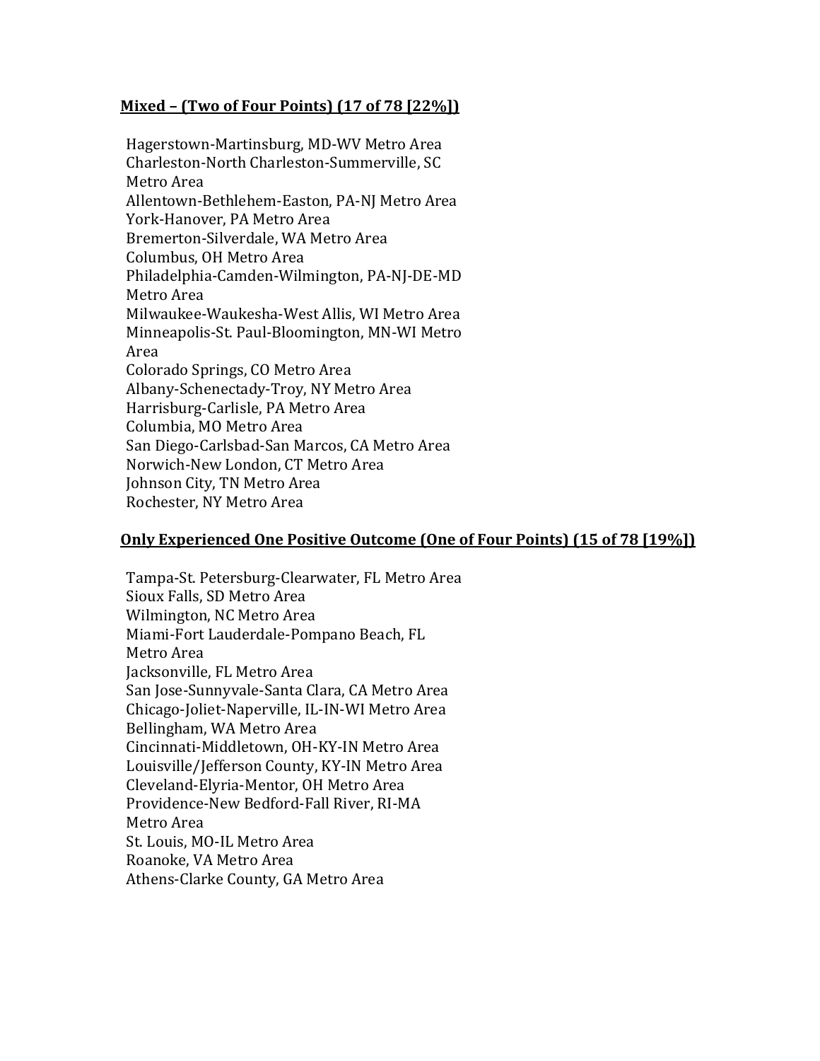**Mixed – (Two of Four Points) (17 of 78 [22%])**

Hagerstown-Martinsburg, MD-WV Metro Area
Charleston-North Charleston-Summerville, SC Metro Area
Allentown-Bethlehem-Easton, PA-NJ Metro Area
York-Hanover, PA Metro Area
Bremerton-Silverdale, WA Metro Area
Columbus, OH Metro Area
Philadelphia-Camden-Wilmington, PA-NJ-DE-MD Metro Area
Milwaukee-Waukesha-West Allis, WI Metro Area
Minneapolis-St. Paul-Bloomington, MN-WI Metro Area
Colorado Springs, CO Metro Area
Albany-Schenectady-Troy, NY Metro Area
Harrisburg-Carlisle, PA Metro Area
Columbia, MO Metro Area
San Diego-Carlsbad-San Marcos, CA Metro Area
Norwich-New London, CT Metro Area
Johnson City, TN Metro Area
Rochester, NY Metro Area

**Only Experienced One Positive Outcome (One of Four Points) (15 of 78 [19%])**

Tampa-St. Petersburg-Clearwater, FL Metro Area
Sioux Falls, SD Metro Area
Wilmington, NC Metro Area
Miami-Fort Lauderdale-Pompano Beach, FL Metro Area
Jacksonville, FL Metro Area
San Jose-Sunnyvale-Santa Clara, CA Metro Area
Chicago-Joliet-Naperville, IL-IN-WI Metro Area
Bellingham, WA Metro Area
Cincinnati-Middletown, OH-KY-IN Metro Area
Louisville/Jefferson County, KY-IN Metro Area
Cleveland-Elyria-Mentor, OH Metro Area
Providence-New Bedford-Fall River, RI-MA Metro Area
St. Louis, MO-IL Metro Area
Roanoke, VA Metro Area
Athens-Clarke County, GA Metro Area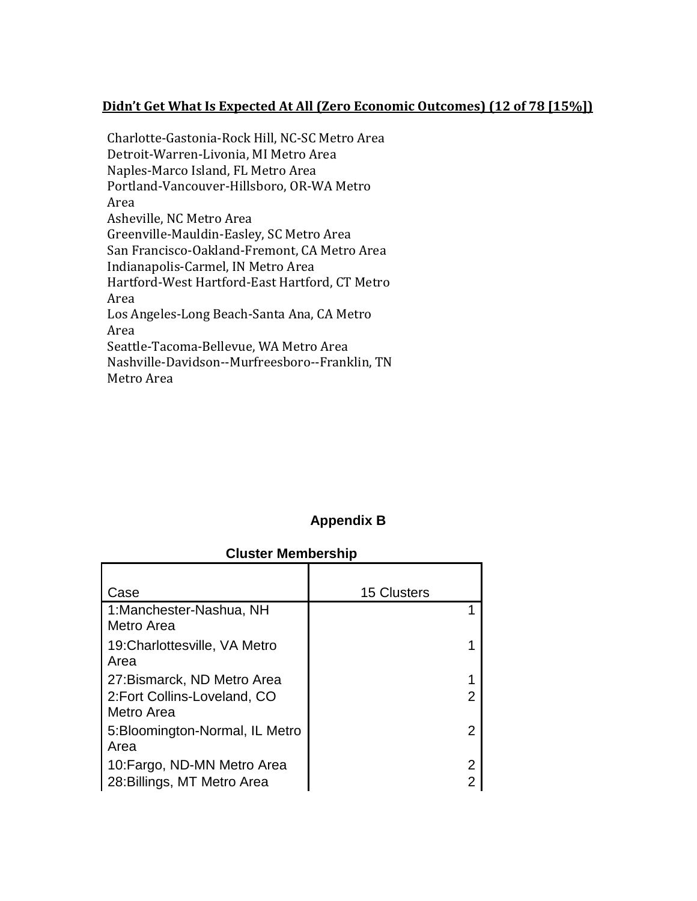**Didn't Get What Is Expected At All (Zero Economic Outcomes) (12 of 78 [15%])**

Charlotte-Gastonia-Rock Hill, NC-SC Metro Area
Detroit-Warren-Livonia, MI Metro Area
Naples-Marco Island, FL Metro Area
Portland-Vancouver-Hillsboro, OR-WA Metro Area
Asheville, NC Metro Area
Greenville-Mauldin-Easley, SC Metro Area
San Francisco-Oakland-Fremont, CA Metro Area
Indianapolis-Carmel, IN Metro Area
Hartford-West Hartford-East Hartford, CT Metro Area
Los Angeles-Long Beach-Santa Ana, CA Metro Area
Seattle-Tacoma-Bellevue, WA Metro Area
Nashville-Davidson--Murfreesboro--Franklin, TN Metro Area

## Appendix B

**Cluster Membership**

| Case | 15 Clusters |
|---|---|
| 1:Manchester-Nashua, NH Metro Area | 1 |
| 19:Charlottesville, VA Metro Area | 1 |
| 27:Bismarck, ND Metro Area | 1 |
| 2:Fort Collins-Loveland, CO Metro Area | 2 |
| 5:Bloomington-Normal, IL Metro Area | 2 |
| 10:Fargo, ND-MN Metro Area | 2 |
| 28:Billings, MT Metro Area | 2 |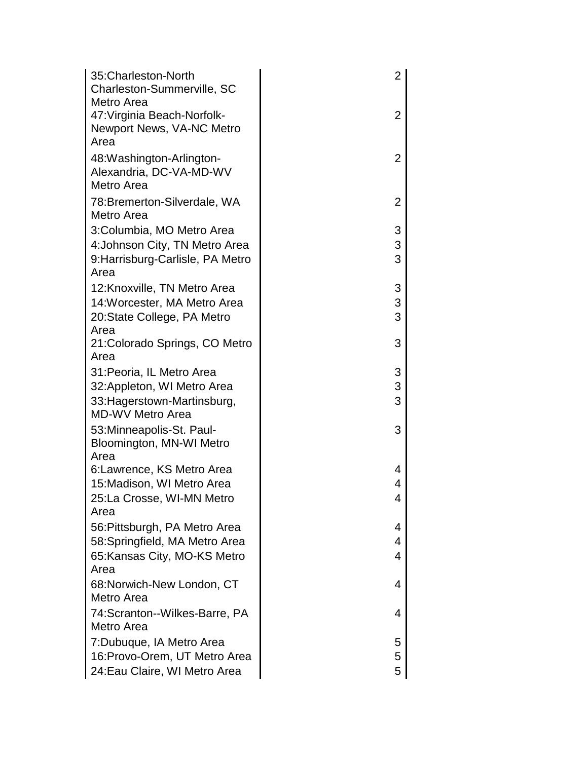| | |
|---|---|
| 35:Charleston-North Charleston-Summerville, SC Metro Area | 2 |
| 47:Virginia Beach-Norfolk-Newport News, VA-NC Metro Area | 2 |
| 48:Washington-Arlington-Alexandria, DC-VA-MD-WV Metro Area | 2 |
| 78:Bremerton-Silverdale, WA Metro Area | 2 |
| 3:Columbia, MO Metro Area | 3 |
| 4:Johnson City, TN Metro Area | 3 |
| 9:Harrisburg-Carlisle, PA Metro Area | 3 |
| 12:Knoxville, TN Metro Area | 3 |
| 14:Worcester, MA Metro Area | 3 |
| 20:State College, PA Metro Area | 3 |
| 21:Colorado Springs, CO Metro Area | 3 |
| 31:Peoria, IL Metro Area | 3 |
| 32:Appleton, WI Metro Area | 3 |
| 33:Hagerstown-Martinsburg, MD-WV Metro Area | 3 |
| 53:Minneapolis-St. Paul-Bloomington, MN-WI Metro Area | 3 |
| 6:Lawrence, KS Metro Area | 4 |
| 15:Madison, WI Metro Area | 4 |
| 25:La Crosse, WI-MN Metro Area | 4 |
| 56:Pittsburgh, PA Metro Area | 4 |
| 58:Springfield, MA Metro Area | 4 |
| 65:Kansas City, MO-KS Metro Area | 4 |
| 68:Norwich-New London, CT Metro Area | 4 |
| 74:Scranton--Wilkes-Barre, PA Metro Area | 4 |
| 7:Dubuque, IA Metro Area | 5 |
| 16:Provo-Orem, UT Metro Area | 5 |
| 24:Eau Claire, WI Metro Area | 5 |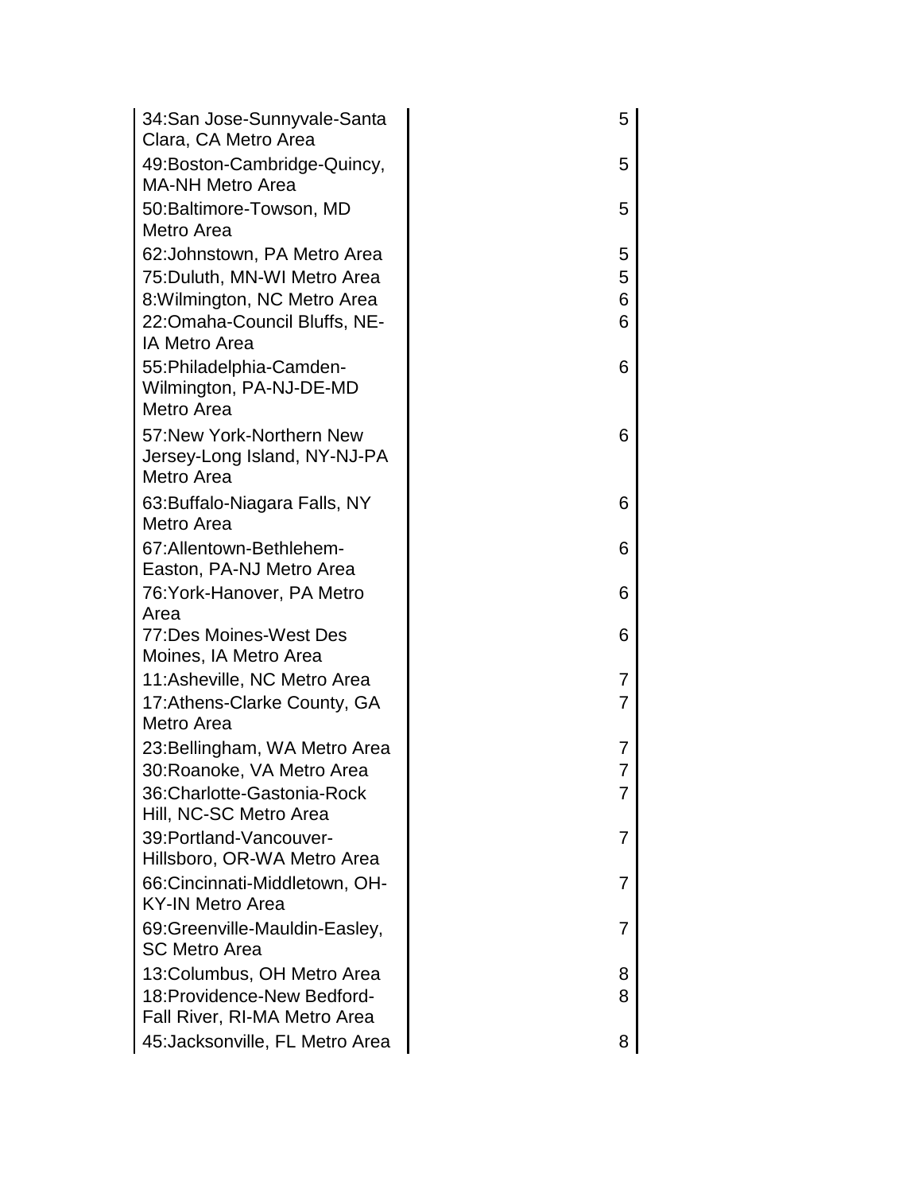| | |
|---|---|
| 34:San Jose-Sunnyvale-Santa Clara, CA Metro Area | 5 |
| 49:Boston-Cambridge-Quincy, MA-NH Metro Area | 5 |
| 50:Baltimore-Towson, MD Metro Area | 5 |
| 62:Johnstown, PA Metro Area | 5 |
| 75:Duluth, MN-WI Metro Area | 5 |
| 8:Wilmington, NC Metro Area | 6 |
| 22:Omaha-Council Bluffs, NE-IA Metro Area | 6 |
| 55:Philadelphia-Camden-Wilmington, PA-NJ-DE-MD Metro Area | 6 |
| 57:New York-Northern New Jersey-Long Island, NY-NJ-PA Metro Area | 6 |
| 63:Buffalo-Niagara Falls, NY Metro Area | 6 |
| 67:Allentown-Bethlehem-Easton, PA-NJ Metro Area | 6 |
| 76:York-Hanover, PA Metro Area | 6 |
| 77:Des Moines-West Des Moines, IA Metro Area | 6 |
| 11:Asheville, NC Metro Area | 7 |
| 17:Athens-Clarke County, GA Metro Area | 7 |
| 23:Bellingham, WA Metro Area | 7 |
| 30:Roanoke, VA Metro Area | 7 |
| 36:Charlotte-Gastonia-Rock Hill, NC-SC Metro Area | 7 |
| 39:Portland-Vancouver-Hillsboro, OR-WA Metro Area | 7 |
| 66:Cincinnati-Middletown, OH-KY-IN Metro Area | 7 |
| 69:Greenville-Mauldin-Easley, SC Metro Area | 7 |
| 13:Columbus, OH Metro Area | 8 |
| 18:Providence-New Bedford-Fall River, RI-MA Metro Area | 8 |
| 45:Jacksonville, FL Metro Area | 8 |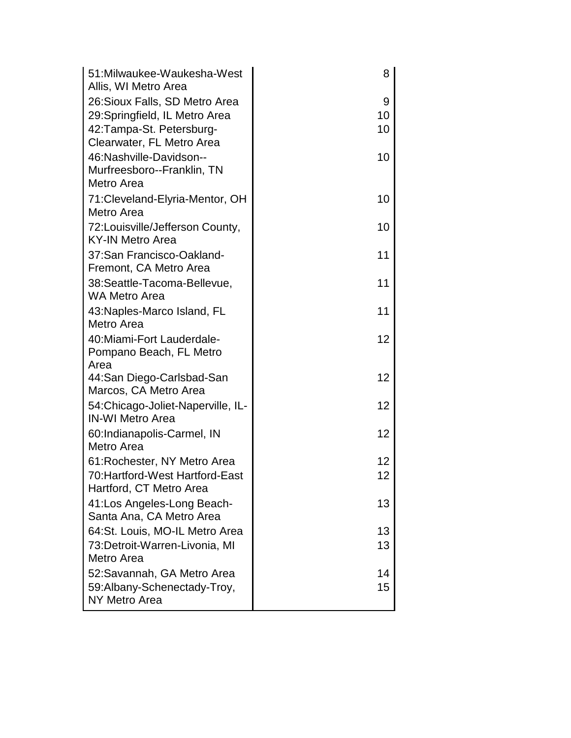| | |
|---|---|
| 51:Milwaukee-Waukesha-West Allis, WI Metro Area | 8 |
| 26:Sioux Falls, SD Metro Area | 9 |
| 29:Springfield, IL Metro Area | 10 |
| 42:Tampa-St. Petersburg-Clearwater, FL Metro Area | 10 |
| 46:Nashville-Davidson--Murfreesboro--Franklin, TN Metro Area | 10 |
| 71:Cleveland-Elyria-Mentor, OH Metro Area | 10 |
| 72:Louisville/Jefferson County, KY-IN Metro Area | 10 |
| 37:San Francisco-Oakland-Fremont, CA Metro Area | 11 |
| 38:Seattle-Tacoma-Bellevue, WA Metro Area | 11 |
| 43:Naples-Marco Island, FL Metro Area | 11 |
| 40:Miami-Fort Lauderdale-Pompano Beach, FL Metro Area | 12 |
| 44:San Diego-Carlsbad-San Marcos, CA Metro Area | 12 |
| 54:Chicago-Joliet-Naperville, IL-IN-WI Metro Area | 12 |
| 60:Indianapolis-Carmel, IN Metro Area | 12 |
| 61:Rochester, NY Metro Area | 12 |
| 70:Hartford-West Hartford-East Hartford, CT Metro Area | 12 |
| 41:Los Angeles-Long Beach-Santa Ana, CA Metro Area | 13 |
| 64:St. Louis, MO-IL Metro Area | 13 |
| 73:Detroit-Warren-Livonia, MI Metro Area | 13 |
| 52:Savannah, GA Metro Area | 14 |
| 59:Albany-Schenectady-Troy, NY Metro Area | 15 |